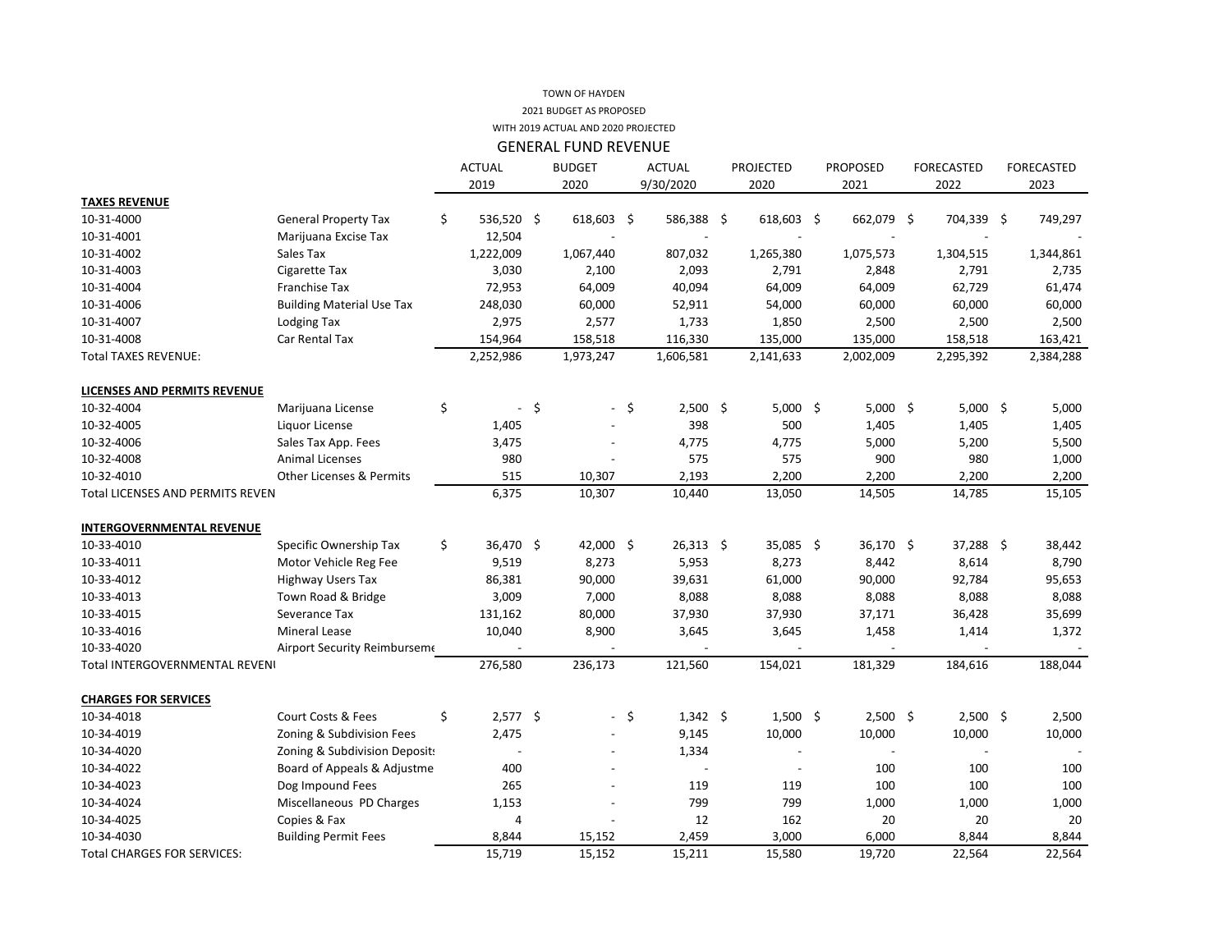TOWN OF HAYDEN

2021 BUDGET AS PROPOSED

WITH 2019 ACTUAL AND 2020 PROJECTED

## GENERAL FUND REVENUE

| | | ACTUAL 2019 | BUDGET 2020 | ACTUAL 9/30/2020 | PROJECTED 2020 | PROPOSED 2021 | FORECASTED 2022 | FORECASTED 2023 |
|---|---|---|---|---|---|---|---|---|
| **TAXES REVENUE** | | | | | | | | |
| 10-31-4000 | General Property Tax | $ 536,520 | $ 618,603 | $ 586,388 | $ 618,603 | $ 662,079 | $ 704,339 | $ 749,297 |
| 10-31-4001 | Marijuana Excise Tax | 12,504 | - | - | - | - | - | - |
| 10-31-4002 | Sales Tax | 1,222,009 | 1,067,440 | 807,032 | 1,265,380 | 1,075,573 | 1,304,515 | 1,344,861 |
| 10-31-4003 | Cigarette Tax | 3,030 | 2,100 | 2,093 | 2,791 | 2,848 | 2,791 | 2,735 |
| 10-31-4004 | Franchise Tax | 72,953 | 64,009 | 40,094 | 64,009 | 64,009 | 62,729 | 61,474 |
| 10-31-4006 | Building Material Use Tax | 248,030 | 60,000 | 52,911 | 54,000 | 60,000 | 60,000 | 60,000 |
| 10-31-4007 | Lodging Tax | 2,975 | 2,577 | 1,733 | 1,850 | 2,500 | 2,500 | 2,500 |
| 10-31-4008 | Car Rental Tax | 154,964 | 158,518 | 116,330 | 135,000 | 135,000 | 158,518 | 163,421 |
| Total TAXES REVENUE: | | 2,252,986 | 1,973,247 | 1,606,581 | 2,141,633 | 2,002,009 | 2,295,392 | 2,384,288 |
| | | | | | | | | |
| **LICENSES AND PERMITS REVENUE** | | | | | | | | |
| 10-32-4004 | Marijuana License | $ - | $ - | $ 2,500 | $ 5,000 | $ 5,000 | $ 5,000 | $ 5,000 |
| 10-32-4005 | Liquor License | 1,405 | - | 398 | 500 | 1,405 | 1,405 | 1,405 |
| 10-32-4006 | Sales Tax App. Fees | 3,475 | - | 4,775 | 4,775 | 5,000 | 5,200 | 5,500 |
| 10-32-4008 | Animal Licenses | 980 | - | 575 | 575 | 900 | 980 | 1,000 |
| 10-32-4010 | Other Licenses & Permits | 515 | 10,307 | 2,193 | 2,200 | 2,200 | 2,200 | 2,200 |
| Total LICENSES AND PERMITS REVEN | | 6,375 | 10,307 | 10,440 | 13,050 | 14,505 | 14,785 | 15,105 |
| | | | | | | | | |
| **INTERGOVERNMENTAL REVENUE** | | | | | | | | |
| 10-33-4010 | Specific Ownership Tax | $ 36,470 | $ 42,000 | $ 26,313 | $ 35,085 | $ 36,170 | $ 37,288 | $ 38,442 |
| 10-33-4011 | Motor Vehicle Reg Fee | 9,519 | 8,273 | 5,953 | 8,273 | 8,442 | 8,614 | 8,790 |
| 10-33-4012 | Highway Users Tax | 86,381 | 90,000 | 39,631 | 61,000 | 90,000 | 92,784 | 95,653 |
| 10-33-4013 | Town Road & Bridge | 3,009 | 7,000 | 8,088 | 8,088 | 8,088 | 8,088 | 8,088 |
| 10-33-4015 | Severance Tax | 131,162 | 80,000 | 37,930 | 37,930 | 37,171 | 36,428 | 35,699 |
| 10-33-4016 | Mineral Lease | 10,040 | 8,900 | 3,645 | 3,645 | 1,458 | 1,414 | 1,372 |
| 10-33-4020 | Airport Security Reimburseme | - | - | - | - | - | - | - |
| Total INTERGOVERNMENTAL REVENU | | 276,580 | 236,173 | 121,560 | 154,021 | 181,329 | 184,616 | 188,044 |
| | | | | | | | | |
| **CHARGES FOR SERVICES** | | | | | | | | |
| 10-34-4018 | Court Costs & Fees | $ 2,577 | $ - | $ 1,342 | $ 1,500 | $ 2,500 | $ 2,500 | $ 2,500 |
| 10-34-4019 | Zoning & Subdivision Fees | 2,475 | - | 9,145 | 10,000 | 10,000 | 10,000 | 10,000 |
| 10-34-4020 | Zoning & Subdivision Deposits | - | - | 1,334 | - | - | - | - |
| 10-34-4022 | Board of Appeals & Adjustme | 400 | - | - | - | 100 | 100 | 100 |
| 10-34-4023 | Dog Impound Fees | 265 | - | 119 | 119 | 100 | 100 | 100 |
| 10-34-4024 | Miscellaneous PD Charges | 1,153 | - | 799 | 799 | 1,000 | 1,000 | 1,000 |
| 10-34-4025 | Copies & Fax | 4 | - | 12 | 162 | 20 | 20 | 20 |
| 10-34-4030 | Building Permit Fees | 8,844 | 15,152 | 2,459 | 3,000 | 6,000 | 8,844 | 8,844 |
| Total CHARGES FOR SERVICES: | | 15,719 | 15,152 | 15,211 | 15,580 | 19,720 | 22,564 | 22,564 |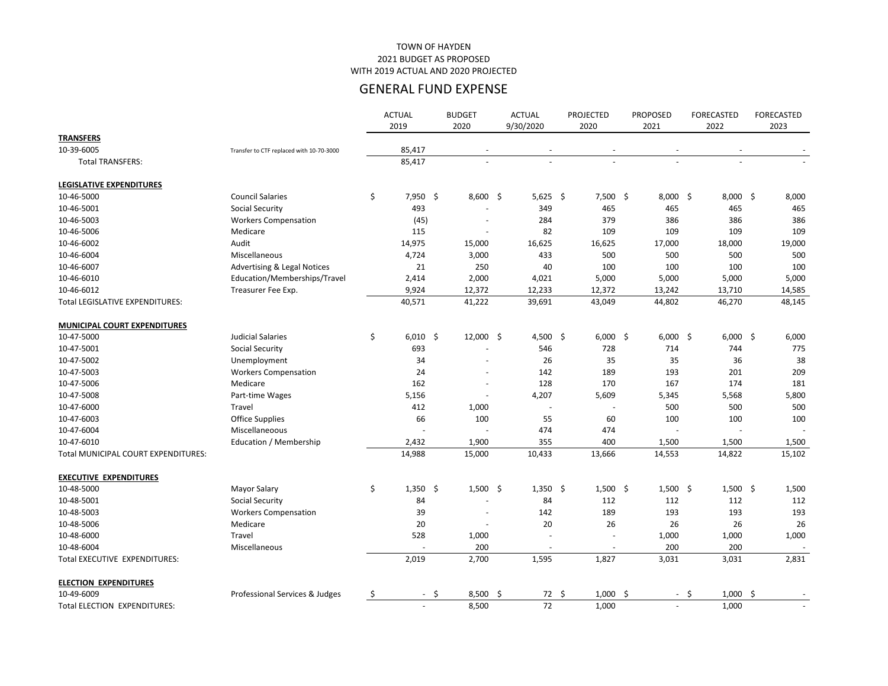TOWN OF HAYDEN
2021 BUDGET AS PROPOSED
WITH 2019 ACTUAL AND 2020 PROJECTED

## GENERAL FUND EXPENSE

| | | ACTUAL 2019 | BUDGET 2020 | ACTUAL 9/30/2020 | PROJECTED 2020 | PROPOSED 2021 | FORECASTED 2022 | FORECASTED 2023 |
|---|---|---|---|---|---|---|---|---|
| **TRANSFERS** | | | | | | | | |
| 10-39-6005 | Transfer to CTF replaced with 10-70-3000 | 85,417 | - | - | - | - | - | - |
| Total TRANSFERS: | | 85,417 | - | - | - | - | - | - |
| **LEGISLATIVE EXPENDITURES** | | | | | | | | |
| 10-46-5000 | Council Salaries | $ 7,950 | $ 8,600 | $ 5,625 | $ 7,500 | $ 8,000 | $ 8,000 | $ 8,000 |
| 10-46-5001 | Social Security | 493 | - | 349 | 465 | 465 | 465 | 465 |
| 10-46-5003 | Workers Compensation | (45) | - | 284 | 379 | 386 | 386 | 386 |
| 10-46-5006 | Medicare | 115 | - | 82 | 109 | 109 | 109 | 109 |
| 10-46-6002 | Audit | 14,975 | 15,000 | 16,625 | 16,625 | 17,000 | 18,000 | 19,000 |
| 10-46-6004 | Miscellaneous | 4,724 | 3,000 | 433 | 500 | 500 | 500 | 500 |
| 10-46-6007 | Advertising & Legal Notices | 21 | 250 | 40 | 100 | 100 | 100 | 100 |
| 10-46-6010 | Education/Memberships/Travel | 2,414 | 2,000 | 4,021 | 5,000 | 5,000 | 5,000 | 5,000 |
| 10-46-6012 | Treasurer Fee Exp. | 9,924 | 12,372 | 12,233 | 12,372 | 13,242 | 13,710 | 14,585 |
| Total LEGISLATIVE EXPENDITURES: | | 40,571 | 41,222 | 39,691 | 43,049 | 44,802 | 46,270 | 48,145 |
| **MUNICIPAL COURT EXPENDITURES** | | | | | | | | |
| 10-47-5000 | Judicial Salaries | $ 6,010 | $ 12,000 | $ 4,500 | $ 6,000 | $ 6,000 | $ 6,000 | $ 6,000 |
| 10-47-5001 | Social Security | 693 | - | 546 | 728 | 714 | 744 | 775 |
| 10-47-5002 | Unemployment | 34 | - | 26 | 35 | 35 | 36 | 38 |
| 10-47-5003 | Workers Compensation | 24 | - | 142 | 189 | 193 | 201 | 209 |
| 10-47-5006 | Medicare | 162 | - | 128 | 170 | 167 | 174 | 181 |
| 10-47-5008 | Part-time Wages | 5,156 | - | 4,207 | 5,609 | 5,345 | 5,568 | 5,800 |
| 10-47-6000 | Travel | 412 | 1,000 | - | - | 500 | 500 | 500 |
| 10-47-6003 | Office Supplies | 66 | 100 | 55 | 60 | 100 | 100 | 100 |
| 10-47-6004 | Miscellaneoous | - | - | 474 | 474 | - | - | - |
| 10-47-6010 | Education / Membership | 2,432 | 1,900 | 355 | 400 | 1,500 | 1,500 | 1,500 |
| Total MUNICIPAL COURT EXPENDITURES: | | 14,988 | 15,000 | 10,433 | 13,666 | 14,553 | 14,822 | 15,102 |
| **EXECUTIVE EXPENDITURES** | | | | | | | | |
| 10-48-5000 | Mayor Salary | $ 1,350 | $ 1,500 | $ 1,350 | $ 1,500 | $ 1,500 | $ 1,500 | $ 1,500 |
| 10-48-5001 | Social Security | 84 | - | 84 | 112 | 112 | 112 | 112 |
| 10-48-5003 | Workers Compensation | 39 | - | 142 | 189 | 193 | 193 | 193 |
| 10-48-5006 | Medicare | 20 | - | 20 | 26 | 26 | 26 | 26 |
| 10-48-6000 | Travel | 528 | 1,000 | - | - | 1,000 | 1,000 | 1,000 |
| 10-48-6004 | Miscellaneous | - | 200 | - | - | 200 | 200 | - |
| Total EXECUTIVE EXPENDITURES: | | 2,019 | 2,700 | 1,595 | 1,827 | 3,031 | 3,031 | 2,831 |
| **ELECTION EXPENDITURES** | | | | | | | | |
| 10-49-6009 | Professional Services & Judges | $ - | $ 8,500 | $ 72 | $ 1,000 | $ - | $ 1,000 | $ - |
| Total ELECTION EXPENDITURES: | | - | 8,500 | 72 | 1,000 | - | 1,000 | - |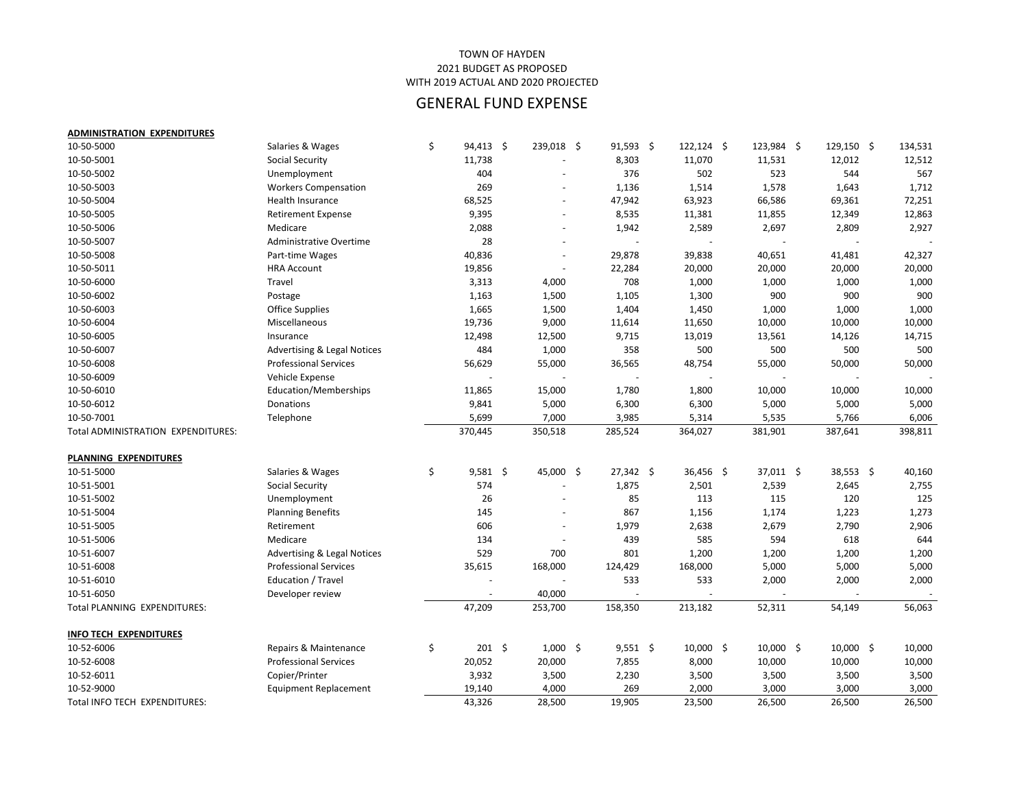TOWN OF HAYDEN
2021 BUDGET AS PROPOSED
WITH 2019 ACTUAL AND 2020 PROJECTED

# GENERAL FUND EXPENSE

| | | | | | | | | |
|---|---|---|---|---|---|---|---|---|
| **ADMINISTRATION EXPENDITURES** | | | | | | | | |
| 10-50-5000 | Salaries & Wages | $ 94,413 | $ 239,018 | $ 91,593 | $ 122,124 | $ 123,984 | $ 129,150 | $ 134,531 |
| 10-50-5001 | Social Security | 11,738 | - | 8,303 | 11,070 | 11,531 | 12,012 | 12,512 |
| 10-50-5002 | Unemployment | 404 | - | 376 | 502 | 523 | 544 | 567 |
| 10-50-5003 | Workers Compensation | 269 | - | 1,136 | 1,514 | 1,578 | 1,643 | 1,712 |
| 10-50-5004 | Health Insurance | 68,525 | - | 47,942 | 63,923 | 66,586 | 69,361 | 72,251 |
| 10-50-5005 | Retirement Expense | 9,395 | - | 8,535 | 11,381 | 11,855 | 12,349 | 12,863 |
| 10-50-5006 | Medicare | 2,088 | - | 1,942 | 2,589 | 2,697 | 2,809 | 2,927 |
| 10-50-5007 | Administrative Overtime | 28 | - | - | - | - | - | - |
| 10-50-5008 | Part-time Wages | 40,836 | - | 29,878 | 39,838 | 40,651 | 41,481 | 42,327 |
| 10-50-5011 | HRA Account | 19,856 | - | 22,284 | 20,000 | 20,000 | 20,000 | 20,000 |
| 10-50-6000 | Travel | 3,313 | 4,000 | 708 | 1,000 | 1,000 | 1,000 | 1,000 |
| 10-50-6002 | Postage | 1,163 | 1,500 | 1,105 | 1,300 | 900 | 900 | 900 |
| 10-50-6003 | Office Supplies | 1,665 | 1,500 | 1,404 | 1,450 | 1,000 | 1,000 | 1,000 |
| 10-50-6004 | Miscellaneous | 19,736 | 9,000 | 11,614 | 11,650 | 10,000 | 10,000 | 10,000 |
| 10-50-6005 | Insurance | 12,498 | 12,500 | 9,715 | 13,019 | 13,561 | 14,126 | 14,715 |
| 10-50-6007 | Advertising & Legal Notices | 484 | 1,000 | 358 | 500 | 500 | 500 | 500 |
| 10-50-6008 | Professional Services | 56,629 | 55,000 | 36,565 | 48,754 | 55,000 | 50,000 | 50,000 |
| 10-50-6009 | Vehicle Expense | - | - | - | - | - | - | - |
| 10-50-6010 | Education/Memberships | 11,865 | 15,000 | 1,780 | 1,800 | 10,000 | 10,000 | 10,000 |
| 10-50-6012 | Donations | 9,841 | 5,000 | 6,300 | 6,300 | 5,000 | 5,000 | 5,000 |
| 10-50-7001 | Telephone | 5,699 | 7,000 | 3,985 | 5,314 | 5,535 | 5,766 | 6,006 |
| Total ADMINISTRATION EXPENDITURES: | | 370,445 | 350,518 | 285,524 | 364,027 | 381,901 | 387,641 | 398,811 |
| | | | | | | | | |
| **PLANNING EXPENDITURES** | | | | | | | | |
| 10-51-5000 | Salaries & Wages | $ 9,581 | $ 45,000 | $ 27,342 | $ 36,456 | $ 37,011 | $ 38,553 | $ 40,160 |
| 10-51-5001 | Social Security | 574 | - | 1,875 | 2,501 | 2,539 | 2,645 | 2,755 |
| 10-51-5002 | Unemployment | 26 | - | 85 | 113 | 115 | 120 | 125 |
| 10-51-5004 | Planning Benefits | 145 | - | 867 | 1,156 | 1,174 | 1,223 | 1,273 |
| 10-51-5005 | Retirement | 606 | - | 1,979 | 2,638 | 2,679 | 2,790 | 2,906 |
| 10-51-5006 | Medicare | 134 | - | 439 | 585 | 594 | 618 | 644 |
| 10-51-6007 | Advertising & Legal Notices | 529 | 700 | 801 | 1,200 | 1,200 | 1,200 | 1,200 |
| 10-51-6008 | Professional Services | 35,615 | 168,000 | 124,429 | 168,000 | 5,000 | 5,000 | 5,000 |
| 10-51-6010 | Education / Travel | - | - | 533 | 533 | 2,000 | 2,000 | 2,000 |
| 10-51-6050 | Developer review | - | 40,000 | - | - | - | - | - |
| Total PLANNING EXPENDITURES: | | 47,209 | 253,700 | 158,350 | 213,182 | 52,311 | 54,149 | 56,063 |
| | | | | | | | | |
| **INFO TECH EXPENDITURES** | | | | | | | | |
| 10-52-6006 | Repairs & Maintenance | $ 201 | $ 1,000 | $ 9,551 | $ 10,000 | $ 10,000 | $ 10,000 | $ 10,000 |
| 10-52-6008 | Professional Services | 20,052 | 20,000 | 7,855 | 8,000 | 10,000 | 10,000 | 10,000 |
| 10-52-6011 | Copier/Printer | 3,932 | 3,500 | 2,230 | 3,500 | 3,500 | 3,500 | 3,500 |
| 10-52-9000 | Equipment Replacement | 19,140 | 4,000 | 269 | 2,000 | 3,000 | 3,000 | 3,000 |
| Total INFO TECH EXPENDITURES: | | 43,326 | 28,500 | 19,905 | 23,500 | 26,500 | 26,500 | 26,500 |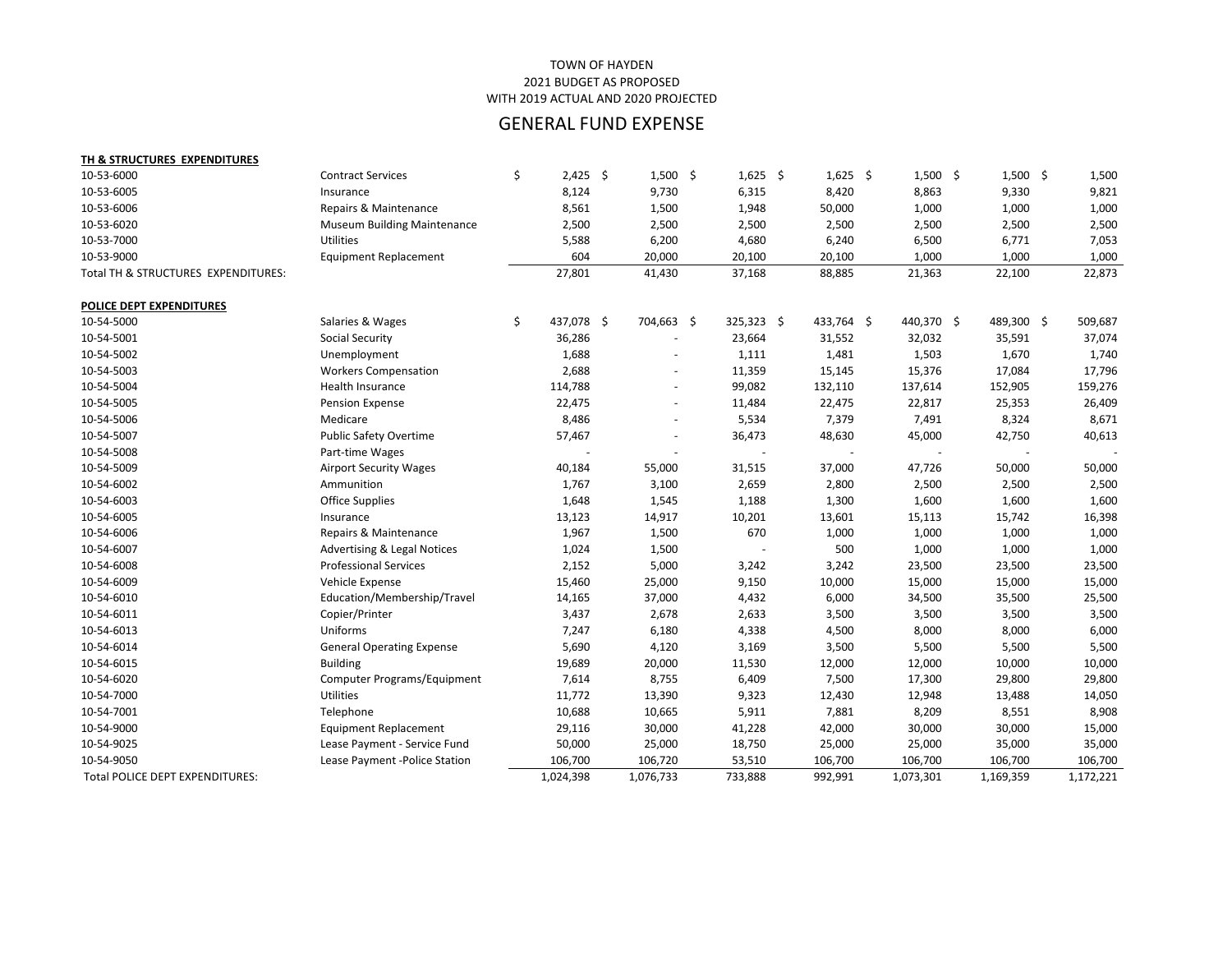TOWN OF HAYDEN
2021 BUDGET AS PROPOSED
WITH 2019 ACTUAL AND 2020 PROJECTED

# GENERAL FUND EXPENSE

| | | | | | | | | |
|---|---|---|---|---|---|---|---|---|
| **TH & STRUCTURES EXPENDITURES** | | | | | | | | |
| 10-53-6000 | Contract Services | $ 2,425 | $ 1,500 | $ 1,625 | $ 1,625 | $ 1,500 | $ 1,500 | $ 1,500 |
| 10-53-6005 | Insurance | 8,124 | 9,730 | 6,315 | 8,420 | 8,863 | 9,330 | 9,821 |
| 10-53-6006 | Repairs & Maintenance | 8,561 | 1,500 | 1,948 | 50,000 | 1,000 | 1,000 | 1,000 |
| 10-53-6020 | Museum Building Maintenance | 2,500 | 2,500 | 2,500 | 2,500 | 2,500 | 2,500 | 2,500 |
| 10-53-7000 | Utilities | 5,588 | 6,200 | 4,680 | 6,240 | 6,500 | 6,771 | 7,053 |
| 10-53-9000 | Equipment Replacement | 604 | 20,000 | 20,100 | 20,100 | 1,000 | 1,000 | 1,000 |
| Total TH & STRUCTURES EXPENDITURES: | | 27,801 | 41,430 | 37,168 | 88,885 | 21,363 | 22,100 | 22,873 |
| | | | | | | | | |
| **POLICE DEPT EXPENDITURES** | | | | | | | | |
| 10-54-5000 | Salaries & Wages | $ 437,078 | $ 704,663 | $ 325,323 | $ 433,764 | $ 440,370 | $ 489,300 | $ 509,687 |
| 10-54-5001 | Social Security | 36,286 | - | 23,664 | 31,552 | 32,032 | 35,591 | 37,074 |
| 10-54-5002 | Unemployment | 1,688 | - | 1,111 | 1,481 | 1,503 | 1,670 | 1,740 |
| 10-54-5003 | Workers Compensation | 2,688 | - | 11,359 | 15,145 | 15,376 | 17,084 | 17,796 |
| 10-54-5004 | Health Insurance | 114,788 | - | 99,082 | 132,110 | 137,614 | 152,905 | 159,276 |
| 10-54-5005 | Pension Expense | 22,475 | - | 11,484 | 22,475 | 22,817 | 25,353 | 26,409 |
| 10-54-5006 | Medicare | 8,486 | - | 5,534 | 7,379 | 7,491 | 8,324 | 8,671 |
| 10-54-5007 | Public Safety Overtime | 57,467 | - | 36,473 | 48,630 | 45,000 | 42,750 | 40,613 |
| 10-54-5008 | Part-time Wages | - | - | - | - | - | - | - |
| 10-54-5009 | Airport Security Wages | 40,184 | 55,000 | 31,515 | 37,000 | 47,726 | 50,000 | 50,000 |
| 10-54-6002 | Ammunition | 1,767 | 3,100 | 2,659 | 2,800 | 2,500 | 2,500 | 2,500 |
| 10-54-6003 | Office Supplies | 1,648 | 1,545 | 1,188 | 1,300 | 1,600 | 1,600 | 1,600 |
| 10-54-6005 | Insurance | 13,123 | 14,917 | 10,201 | 13,601 | 15,113 | 15,742 | 16,398 |
| 10-54-6006 | Repairs & Maintenance | 1,967 | 1,500 | 670 | 1,000 | 1,000 | 1,000 | 1,000 |
| 10-54-6007 | Advertising & Legal Notices | 1,024 | 1,500 | - | 500 | 1,000 | 1,000 | 1,000 |
| 10-54-6008 | Professional Services | 2,152 | 5,000 | 3,242 | 3,242 | 23,500 | 23,500 | 23,500 |
| 10-54-6009 | Vehicle Expense | 15,460 | 25,000 | 9,150 | 10,000 | 15,000 | 15,000 | 15,000 |
| 10-54-6010 | Education/Membership/Travel | 14,165 | 37,000 | 4,432 | 6,000 | 34,500 | 35,500 | 25,500 |
| 10-54-6011 | Copier/Printer | 3,437 | 2,678 | 2,633 | 3,500 | 3,500 | 3,500 | 3,500 |
| 10-54-6013 | Uniforms | 7,247 | 6,180 | 4,338 | 4,500 | 8,000 | 8,000 | 6,000 |
| 10-54-6014 | General Operating Expense | 5,690 | 4,120 | 3,169 | 3,500 | 5,500 | 5,500 | 5,500 |
| 10-54-6015 | Building | 19,689 | 20,000 | 11,530 | 12,000 | 12,000 | 10,000 | 10,000 |
| 10-54-6020 | Computer Programs/Equipment | 7,614 | 8,755 | 6,409 | 7,500 | 17,300 | 29,800 | 29,800 |
| 10-54-7000 | Utilities | 11,772 | 13,390 | 9,323 | 12,430 | 12,948 | 13,488 | 14,050 |
| 10-54-7001 | Telephone | 10,688 | 10,665 | 5,911 | 7,881 | 8,209 | 8,551 | 8,908 |
| 10-54-9000 | Equipment Replacement | 29,116 | 30,000 | 41,228 | 42,000 | 30,000 | 30,000 | 15,000 |
| 10-54-9025 | Lease Payment - Service Fund | 50,000 | 25,000 | 18,750 | 25,000 | 25,000 | 35,000 | 35,000 |
| 10-54-9050 | Lease Payment -Police Station | 106,700 | 106,720 | 53,510 | 106,700 | 106,700 | 106,700 | 106,700 |
| Total POLICE DEPT EXPENDITURES: | | 1,024,398 | 1,076,733 | 733,888 | 992,991 | 1,073,301 | 1,169,359 | 1,172,221 |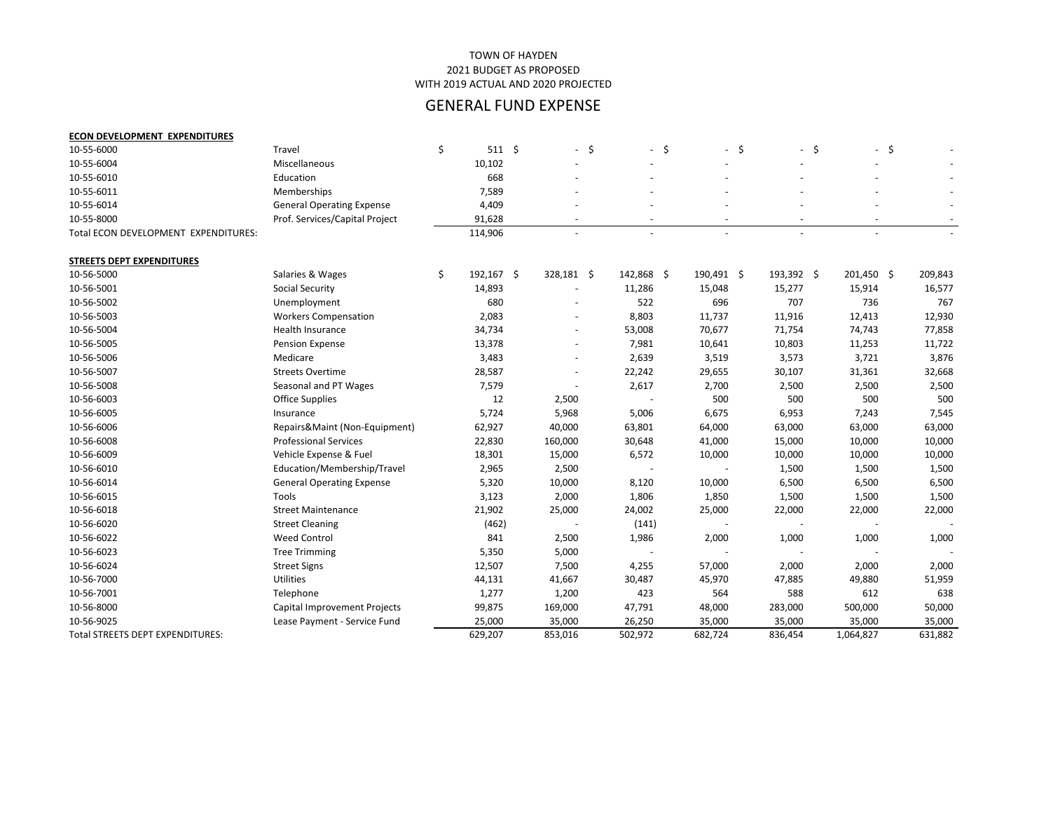TOWN OF HAYDEN
2021 BUDGET AS PROPOSED
WITH 2019 ACTUAL AND 2020 PROJECTED

# GENERAL FUND EXPENSE

| | | | | | | | | |
|---|---|---|---|---|---|---|---|---|
| **ECON DEVELOPMENT EXPENDITURES** | | | | | | | | |
| 10-55-6000 | Travel | $ 511 | $ - | $ - | $ - | $ - | $ - | $ - |
| 10-55-6004 | Miscellaneous | 10,102 | - | - | - | - | - | - |
| 10-55-6010 | Education | 668 | - | - | - | - | - | - |
| 10-55-6011 | Memberships | 7,589 | - | - | - | - | - | - |
| 10-55-6014 | General Operating Expense | 4,409 | - | - | - | - | - | - |
| 10-55-8000 | Prof. Services/Capital Project | 91,628 | - | - | - | - | - | - |
| Total ECON DEVELOPMENT EXPENDITURES: | | 114,906 | - | - | - | - | - | - |
| | | | | | | | | |
| **STREETS DEPT EXPENDITURES** | | | | | | | | |
| 10-56-5000 | Salaries & Wages | $ 192,167 | $ 328,181 | $ 142,868 | $ 190,491 | $ 193,392 | $ 201,450 | $ 209,843 |
| 10-56-5001 | Social Security | 14,893 | - | 11,286 | 15,048 | 15,277 | 15,914 | 16,577 |
| 10-56-5002 | Unemployment | 680 | - | 522 | 696 | 707 | 736 | 767 |
| 10-56-5003 | Workers Compensation | 2,083 | - | 8,803 | 11,737 | 11,916 | 12,413 | 12,930 |
| 10-56-5004 | Health Insurance | 34,734 | - | 53,008 | 70,677 | 71,754 | 74,743 | 77,858 |
| 10-56-5005 | Pension Expense | 13,378 | - | 7,981 | 10,641 | 10,803 | 11,253 | 11,722 |
| 10-56-5006 | Medicare | 3,483 | - | 2,639 | 3,519 | 3,573 | 3,721 | 3,876 |
| 10-56-5007 | Streets Overtime | 28,587 | - | 22,242 | 29,655 | 30,107 | 31,361 | 32,668 |
| 10-56-5008 | Seasonal and PT Wages | 7,579 | - | 2,617 | 2,700 | 2,500 | 2,500 | 2,500 |
| 10-56-6003 | Office Supplies | 12 | 2,500 | - | 500 | 500 | 500 | 500 |
| 10-56-6005 | Insurance | 5,724 | 5,968 | 5,006 | 6,675 | 6,953 | 7,243 | 7,545 |
| 10-56-6006 | Repairs&Maint (Non-Equipment) | 62,927 | 40,000 | 63,801 | 64,000 | 63,000 | 63,000 | 63,000 |
| 10-56-6008 | Professional Services | 22,830 | 160,000 | 30,648 | 41,000 | 15,000 | 10,000 | 10,000 |
| 10-56-6009 | Vehicle Expense & Fuel | 18,301 | 15,000 | 6,572 | 10,000 | 10,000 | 10,000 | 10,000 |
| 10-56-6010 | Education/Membership/Travel | 2,965 | 2,500 | - | - | 1,500 | 1,500 | 1,500 |
| 10-56-6014 | General Operating Expense | 5,320 | 10,000 | 8,120 | 10,000 | 6,500 | 6,500 | 6,500 |
| 10-56-6015 | Tools | 3,123 | 2,000 | 1,806 | 1,850 | 1,500 | 1,500 | 1,500 |
| 10-56-6018 | Street Maintenance | 21,902 | 25,000 | 24,002 | 25,000 | 22,000 | 22,000 | 22,000 |
| 10-56-6020 | Street Cleaning | (462) | - | (141) | - | - | - | - |
| 10-56-6022 | Weed Control | 841 | 2,500 | 1,986 | 2,000 | 1,000 | 1,000 | 1,000 |
| 10-56-6023 | Tree Trimming | 5,350 | 5,000 | - | - | - | - | - |
| 10-56-6024 | Street Signs | 12,507 | 7,500 | 4,255 | 57,000 | 2,000 | 2,000 | 2,000 |
| 10-56-7000 | Utilities | 44,131 | 41,667 | 30,487 | 45,970 | 47,885 | 49,880 | 51,959 |
| 10-56-7001 | Telephone | 1,277 | 1,200 | 423 | 564 | 588 | 612 | 638 |
| 10-56-8000 | Capital Improvement Projects | 99,875 | 169,000 | 47,791 | 48,000 | 283,000 | 500,000 | 50,000 |
| 10-56-9025 | Lease Payment - Service Fund | 25,000 | 35,000 | 26,250 | 35,000 | 35,000 | 35,000 | 35,000 |
| Total STREETS DEPT EXPENDITURES: | | 629,207 | 853,016 | 502,972 | 682,724 | 836,454 | 1,064,827 | 631,882 |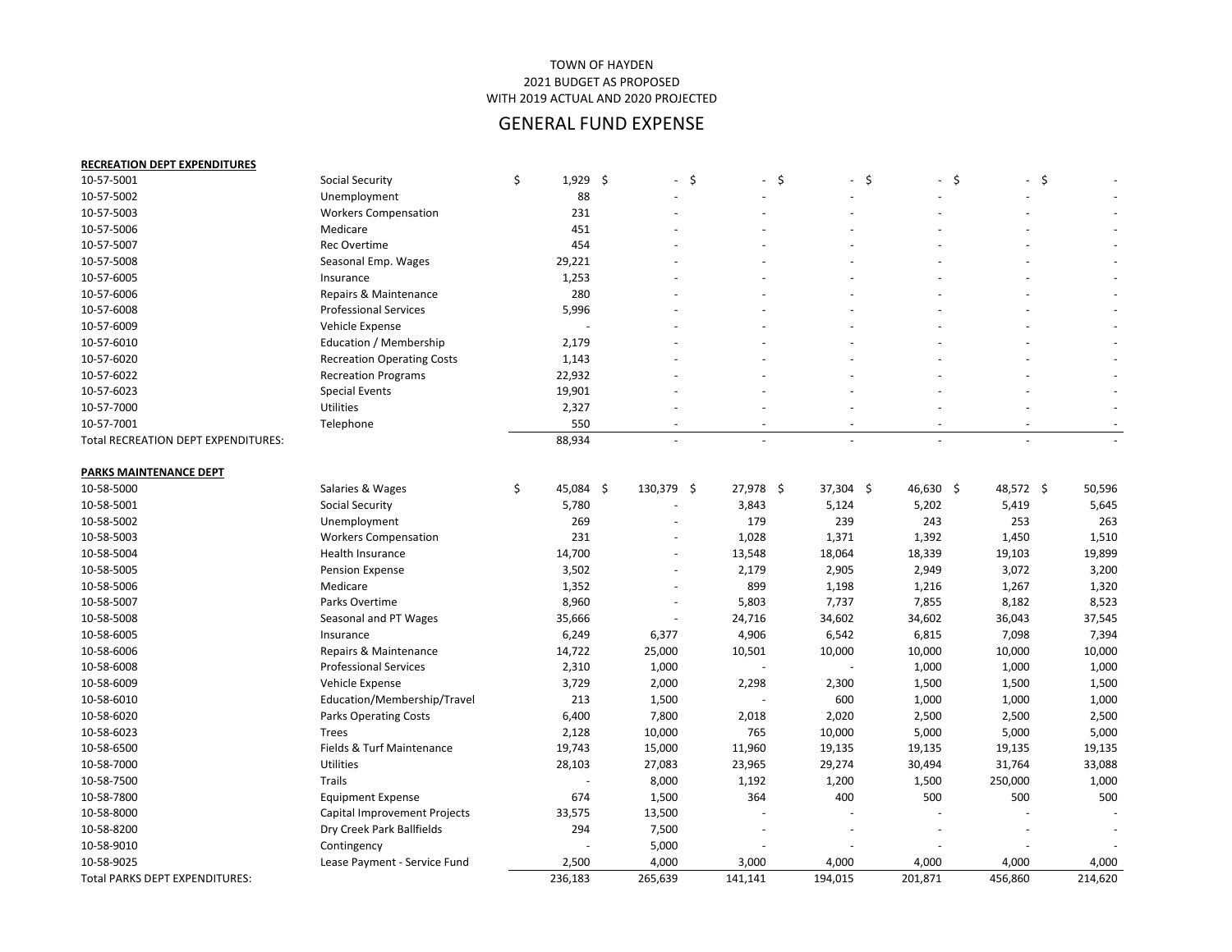TOWN OF HAYDEN
2021 BUDGET AS PROPOSED
WITH 2019 ACTUAL AND 2020 PROJECTED

## GENERAL FUND EXPENSE

**RECREATION DEPT EXPENDITURES**

| Account | Description | | | | | | | |
|---|---|---|---|---|---|---|---|---|
| 10-57-5001 | Social Security | $ 1,929 | $ - | $ - | $ - | $ - | $ - | $ - |
| 10-57-5002 | Unemployment | 88 | - | - | - | - | - | - |
| 10-57-5003 | Workers Compensation | 231 | - | - | - | - | - | - |
| 10-57-5006 | Medicare | 451 | - | - | - | - | - | - |
| 10-57-5007 | Rec Overtime | 454 | - | - | - | - | - | - |
| 10-57-5008 | Seasonal Emp. Wages | 29,221 | - | - | - | - | - | - |
| 10-57-6005 | Insurance | 1,253 | - | - | - | - | - | - |
| 10-57-6006 | Repairs & Maintenance | 280 | - | - | - | - | - | - |
| 10-57-6008 | Professional Services | 5,996 | - | - | - | - | - | - |
| 10-57-6009 | Vehicle Expense | - | - | - | - | - | - | - |
| 10-57-6010 | Education / Membership | 2,179 | - | - | - | - | - | - |
| 10-57-6020 | Recreation Operating Costs | 1,143 | - | - | - | - | - | - |
| 10-57-6022 | Recreation Programs | 22,932 | - | - | - | - | - | - |
| 10-57-6023 | Special Events | 19,901 | - | - | - | - | - | - |
| 10-57-7000 | Utilities | 2,327 | - | - | - | - | - | - |
| 10-57-7001 | Telephone | 550 | - | - | - | - | - | - |
| Total RECREATION DEPT EXPENDITURES: | | 88,934 | - | - | - | - | - | - |

**PARKS MAINTENANCE DEPT**

| Account | Description | | | | | | | |
|---|---|---|---|---|---|---|---|---|
| 10-58-5000 | Salaries & Wages | $ 45,084 | $ 130,379 | $ 27,978 | $ 37,304 | $ 46,630 | $ 48,572 | $ 50,596 |
| 10-58-5001 | Social Security | 5,780 | - | 3,843 | 5,124 | 5,202 | 5,419 | 5,645 |
| 10-58-5002 | Unemployment | 269 | - | 179 | 239 | 243 | 253 | 263 |
| 10-58-5003 | Workers Compensation | 231 | - | 1,028 | 1,371 | 1,392 | 1,450 | 1,510 |
| 10-58-5004 | Health Insurance | 14,700 | - | 13,548 | 18,064 | 18,339 | 19,103 | 19,899 |
| 10-58-5005 | Pension Expense | 3,502 | - | 2,179 | 2,905 | 2,949 | 3,072 | 3,200 |
| 10-58-5006 | Medicare | 1,352 | - | 899 | 1,198 | 1,216 | 1,267 | 1,320 |
| 10-58-5007 | Parks Overtime | 8,960 | - | 5,803 | 7,737 | 7,855 | 8,182 | 8,523 |
| 10-58-5008 | Seasonal and PT Wages | 35,666 | - | 24,716 | 34,602 | 34,602 | 36,043 | 37,545 |
| 10-58-6005 | Insurance | 6,249 | 6,377 | 4,906 | 6,542 | 6,815 | 7,098 | 7,394 |
| 10-58-6006 | Repairs & Maintenance | 14,722 | 25,000 | 10,501 | 10,000 | 10,000 | 10,000 | 10,000 |
| 10-58-6008 | Professional Services | 2,310 | 1,000 | - | - | 1,000 | 1,000 | 1,000 |
| 10-58-6009 | Vehicle Expense | 3,729 | 2,000 | 2,298 | 2,300 | 1,500 | 1,500 | 1,500 |
| 10-58-6010 | Education/Membership/Travel | 213 | 1,500 | - | 600 | 1,000 | 1,000 | 1,000 |
| 10-58-6020 | Parks Operating Costs | 6,400 | 7,800 | 2,018 | 2,020 | 2,500 | 2,500 | 2,500 |
| 10-58-6023 | Trees | 2,128 | 10,000 | 765 | 10,000 | 5,000 | 5,000 | 5,000 |
| 10-58-6500 | Fields & Turf Maintenance | 19,743 | 15,000 | 11,960 | 19,135 | 19,135 | 19,135 | 19,135 |
| 10-58-7000 | Utilities | 28,103 | 27,083 | 23,965 | 29,274 | 30,494 | 31,764 | 33,088 |
| 10-58-7500 | Trails | - | 8,000 | 1,192 | 1,200 | 1,500 | 250,000 | 1,000 |
| 10-58-7800 | Equipment Expense | 674 | 1,500 | 364 | 400 | 500 | 500 | 500 |
| 10-58-8000 | Capital Improvement Projects | 33,575 | 13,500 | - | - | - | - | - |
| 10-58-8200 | Dry Creek Park Ballfields | 294 | 7,500 | - | - | - | - | - |
| 10-58-9010 | Contingency | - | 5,000 | - | - | - | - | - |
| 10-58-9025 | Lease Payment - Service Fund | 2,500 | 4,000 | 3,000 | 4,000 | 4,000 | 4,000 | 4,000 |
| Total PARKS DEPT EXPENDITURES: | | 236,183 | 265,639 | 141,141 | 194,015 | 201,871 | 456,860 | 214,620 |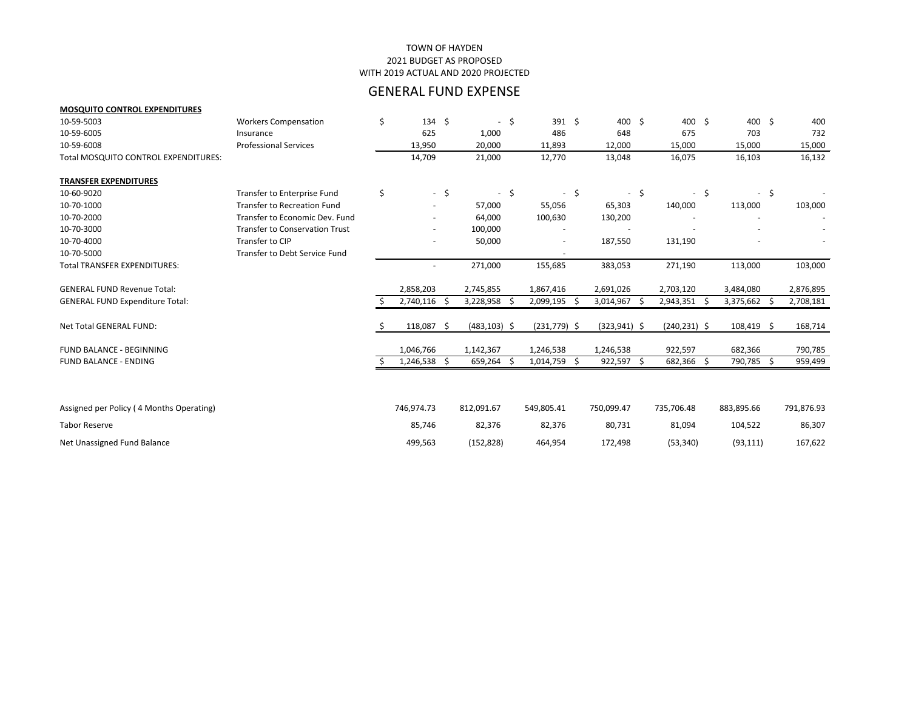TOWN OF HAYDEN
2021 BUDGET AS PROPOSED
WITH 2019 ACTUAL AND 2020 PROJECTED

## GENERAL FUND EXPENSE

| | | | | | | | | |
|---|---|---|---|---|---|---|---|---|
| **MOSQUITO CONTROL EXPENDITURES** | | | | | | | | |
| 10-59-5003 | Workers Compensation | $ 134 | $ - | $ 391 | $ 400 | $ 400 | $ 400 | $ 400 |
| 10-59-6005 | Insurance | 625 | 1,000 | 486 | 648 | 675 | 703 | 732 |
| 10-59-6008 | Professional Services | 13,950 | 20,000 | 11,893 | 12,000 | 15,000 | 15,000 | 15,000 |
| Total MOSQUITO CONTROL EXPENDITURES: | | 14,709 | 21,000 | 12,770 | 13,048 | 16,075 | 16,103 | 16,132 |
| | | | | | | | | |
| **TRANSFER EXPENDITURES** | | | | | | | | |
| 10-60-9020 | Transfer to Enterprise Fund | $ - | $ - | $ - | $ - | $ - | $ - | $ - |
| 10-70-1000 | Transfer to Recreation Fund | - | 57,000 | 55,056 | 65,303 | 140,000 | 113,000 | 103,000 |
| 10-70-2000 | Transfer to Economic Dev. Fund | - | 64,000 | 100,630 | 130,200 | - | - | - |
| 10-70-3000 | Transfer to Conservation Trust | - | 100,000 | - | - | - | - | - |
| 10-70-4000 | Transfer to CIP | - | 50,000 | - | 187,550 | 131,190 | - | - |
| 10-70-5000 | Transfer to Debt Service Fund | | | - | | | | |
| Total TRANSFER EXPENDITURES: | | - | 271,000 | 155,685 | 383,053 | 271,190 | 113,000 | 103,000 |
| | | | | | | | | |
| GENERAL FUND Revenue Total: | | 2,858,203 | 2,745,855 | 1,867,416 | 2,691,026 | 2,703,120 | 3,484,080 | 2,876,895 |
| GENERAL FUND Expenditure Total: | | $ 2,740,116 | $ 3,228,958 | $ 2,099,195 | $ 3,014,967 | $ 2,943,351 | $ 3,375,662 | $ 2,708,181 |
| | | | | | | | | |
| Net Total GENERAL FUND: | | $ 118,087 | $ (483,103) | $ (231,779) | $ (323,941) | $ (240,231) | $ 108,419 | $ 168,714 |
| | | | | | | | | |
| FUND BALANCE - BEGINNING | | 1,046,766 | 1,142,367 | 1,246,538 | 1,246,538 | 922,597 | 682,366 | 790,785 |
| FUND BALANCE - ENDING | | $ 1,246,538 | $ 659,264 | $ 1,014,759 | $ 922,597 | $ 682,366 | $ 790,785 | $ 959,499 |
| | | | | | | | | |
| Assigned per Policy ( 4 Months Operating) | | 746,974.73 | 812,091.67 | 549,805.41 | 750,099.47 | 735,706.48 | 883,895.66 | 791,876.93 |
| Tabor Reserve | | 85,746 | 82,376 | 82,376 | 80,731 | 81,094 | 104,522 | 86,307 |
| Net Unassigned Fund Balance | | 499,563 | (152,828) | 464,954 | 172,498 | (53,340) | (93,111) | 167,622 |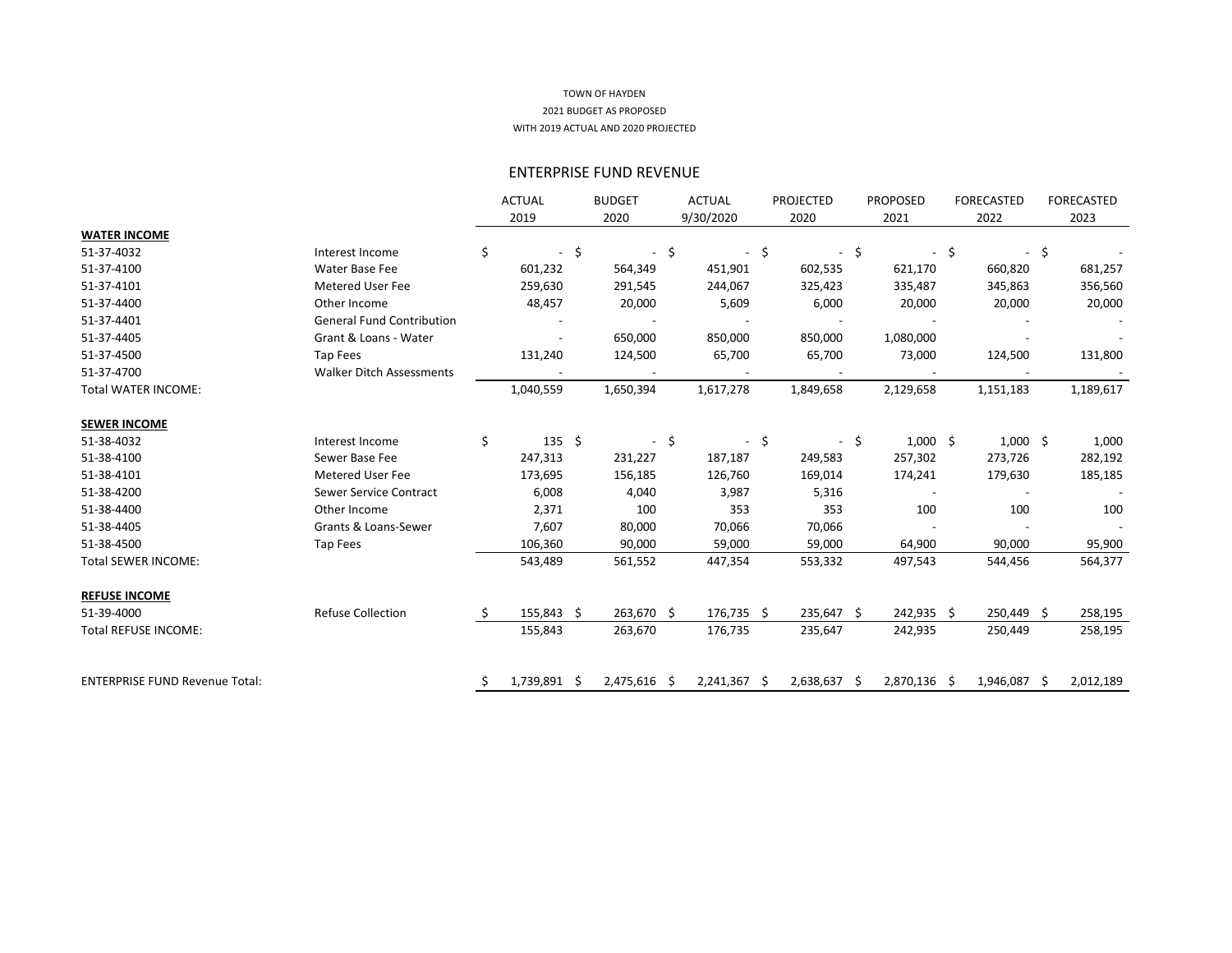TOWN OF HAYDEN

2021 BUDGET AS PROPOSED

WITH 2019 ACTUAL AND 2020 PROJECTED

## ENTERPRISE FUND REVENUE

| | | ACTUAL 2019 | BUDGET 2020 | ACTUAL 9/30/2020 | PROJECTED 2020 | PROPOSED 2021 | FORECASTED 2022 | FORECASTED 2023 |
|---|---|---|---|---|---|---|---|---|
| **WATER INCOME** | | | | | | | | |
| 51-37-4032 | Interest Income | $ - | $ - | $ - | $ - | $ - | $ - | $ - |
| 51-37-4100 | Water Base Fee | 601,232 | 564,349 | 451,901 | 602,535 | 621,170 | 660,820 | 681,257 |
| 51-37-4101 | Metered User Fee | 259,630 | 291,545 | 244,067 | 325,423 | 335,487 | 345,863 | 356,560 |
| 51-37-4400 | Other Income | 48,457 | 20,000 | 5,609 | 6,000 | 20,000 | 20,000 | 20,000 |
| 51-37-4401 | General Fund Contribution | - | - | - | - | - | - | - |
| 51-37-4405 | Grant & Loans - Water | - | 650,000 | 850,000 | 850,000 | 1,080,000 | - | - |
| 51-37-4500 | Tap Fees | 131,240 | 124,500 | 65,700 | 65,700 | 73,000 | 124,500 | 131,800 |
| 51-37-4700 | Walker Ditch Assessments | - | - | - | - | - | - | - |
| Total WATER INCOME: | | 1,040,559 | 1,650,394 | 1,617,278 | 1,849,658 | 2,129,658 | 1,151,183 | 1,189,617 |
| **SEWER INCOME** | | | | | | | | |
| 51-38-4032 | Interest Income | $ 135 | $ - | $ - | $ - | $ 1,000 | $ 1,000 | $ 1,000 |
| 51-38-4100 | Sewer Base Fee | 247,313 | 231,227 | 187,187 | 249,583 | 257,302 | 273,726 | 282,192 |
| 51-38-4101 | Metered User Fee | 173,695 | 156,185 | 126,760 | 169,014 | 174,241 | 179,630 | 185,185 |
| 51-38-4200 | Sewer Service Contract | 6,008 | 4,040 | 3,987 | 5,316 | - | - | - |
| 51-38-4400 | Other Income | 2,371 | 100 | 353 | 353 | 100 | 100 | 100 |
| 51-38-4405 | Grants & Loans-Sewer | 7,607 | 80,000 | 70,066 | 70,066 | - | - | - |
| 51-38-4500 | Tap Fees | 106,360 | 90,000 | 59,000 | 59,000 | 64,900 | 90,000 | 95,900 |
| Total SEWER INCOME: | | 543,489 | 561,552 | 447,354 | 553,332 | 497,543 | 544,456 | 564,377 |
| **REFUSE INCOME** | | | | | | | | |
| 51-39-4000 | Refuse Collection | $ 155,843 | $ 263,670 | $ 176,735 | $ 235,647 | $ 242,935 | $ 250,449 | $ 258,195 |
| Total REFUSE INCOME: | | 155,843 | 263,670 | 176,735 | 235,647 | 242,935 | 250,449 | 258,195 |
| ENTERPRISE FUND Revenue Total: | | $ 1,739,891 | $ 2,475,616 | $ 2,241,367 | $ 2,638,637 | $ 2,870,136 | $ 1,946,087 | $ 2,012,189 |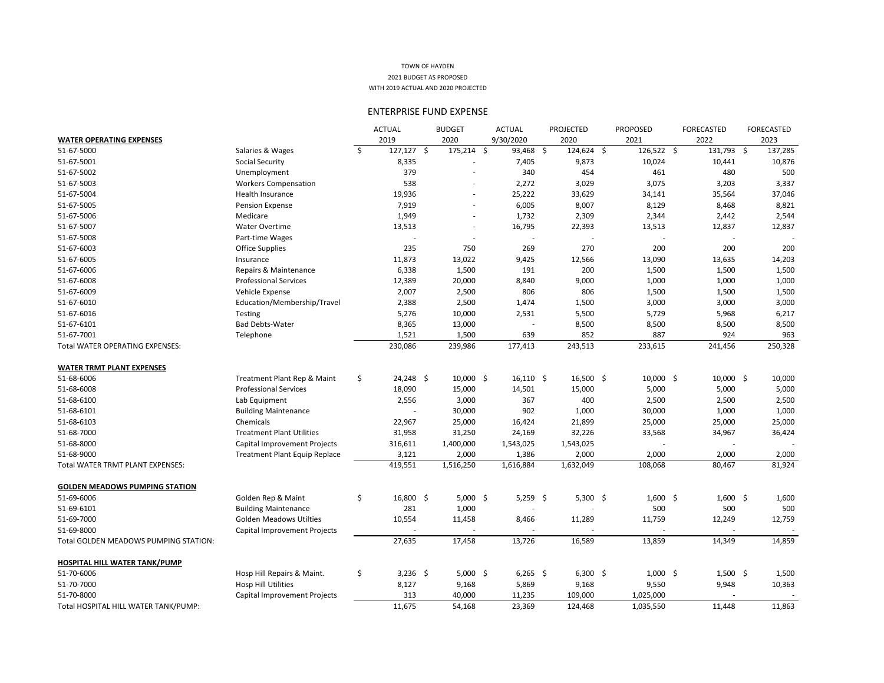TOWN OF HAYDEN

2021 BUDGET AS PROPOSED

WITH 2019 ACTUAL AND 2020 PROJECTED

## ENTERPRISE FUND EXPENSE

| | | ACTUAL 2019 | BUDGET 2020 | ACTUAL 9/30/2020 | PROJECTED 2020 | PROPOSED 2021 | FORECASTED 2022 | FORECASTED 2023 |
|---|---|---|---|---|---|---|---|---|
| **WATER OPERATING EXPENSES** | | | | | | | | |
| 51-67-5000 | Salaries & Wages | $ 127,127 | $ 175,214 | $ 93,468 | $ 124,624 | $ 126,522 | $ 131,793 | $ 137,285 |
| 51-67-5001 | Social Security | 8,335 | - | 7,405 | 9,873 | 10,024 | 10,441 | 10,876 |
| 51-67-5002 | Unemployment | 379 | - | 340 | 454 | 461 | 480 | 500 |
| 51-67-5003 | Workers Compensation | 538 | - | 2,272 | 3,029 | 3,075 | 3,203 | 3,337 |
| 51-67-5004 | Health Insurance | 19,936 | - | 25,222 | 33,629 | 34,141 | 35,564 | 37,046 |
| 51-67-5005 | Pension Expense | 7,919 | - | 6,005 | 8,007 | 8,129 | 8,468 | 8,821 |
| 51-67-5006 | Medicare | 1,949 | - | 1,732 | 2,309 | 2,344 | 2,442 | 2,544 |
| 51-67-5007 | Water Overtime | 13,513 | - | 16,795 | 22,393 | 13,513 | 12,837 | 12,837 |
| 51-67-5008 | Part-time Wages | - | - | - | - | - | - | - |
| 51-67-6003 | Office Supplies | 235 | 750 | 269 | 270 | 200 | 200 | 200 |
| 51-67-6005 | Insurance | 11,873 | 13,022 | 9,425 | 12,566 | 13,090 | 13,635 | 14,203 |
| 51-67-6006 | Repairs & Maintenance | 6,338 | 1,500 | 191 | 200 | 1,500 | 1,500 | 1,500 |
| 51-67-6008 | Professional Services | 12,389 | 20,000 | 8,840 | 9,000 | 1,000 | 1,000 | 1,000 |
| 51-67-6009 | Vehicle Expense | 2,007 | 2,500 | 806 | 806 | 1,500 | 1,500 | 1,500 |
| 51-67-6010 | Education/Membership/Travel | 2,388 | 2,500 | 1,474 | 1,500 | 3,000 | 3,000 | 3,000 |
| 51-67-6016 | Testing | 5,276 | 10,000 | 2,531 | 5,500 | 5,729 | 5,968 | 6,217 |
| 51-67-6101 | Bad Debts-Water | 8,365 | 13,000 | - | 8,500 | 8,500 | 8,500 | 8,500 |
| 51-67-7001 | Telephone | 1,521 | 1,500 | 639 | 852 | 887 | 924 | 963 |
| Total WATER OPERATING EXPENSES: | | 230,086 | 239,986 | 177,413 | 243,513 | 233,615 | 241,456 | 250,328 |
| **WATER TRMT PLANT EXPENSES** | | | | | | | | |
| 51-68-6006 | Treatment Plant Rep & Maint | $ 24,248 | $ 10,000 | $ 16,110 | $ 16,500 | $ 10,000 | $ 10,000 | $ 10,000 |
| 51-68-6008 | Professional Services | 18,090 | 15,000 | 14,501 | 15,000 | 5,000 | 5,000 | 5,000 |
| 51-68-6100 | Lab Equipment | 2,556 | 3,000 | 367 | 400 | 2,500 | 2,500 | 2,500 |
| 51-68-6101 | Building Maintenance | - | 30,000 | 902 | 1,000 | 30,000 | 1,000 | 1,000 |
| 51-68-6103 | Chemicals | 22,967 | 25,000 | 16,424 | 21,899 | 25,000 | 25,000 | 25,000 |
| 51-68-7000 | Treatment Plant Utilities | 31,958 | 31,250 | 24,169 | 32,226 | 33,568 | 34,967 | 36,424 |
| 51-68-8000 | Capital Improvement Projects | 316,611 | 1,400,000 | 1,543,025 | 1,543,025 | - | - | - |
| 51-68-9000 | Treatment Plant Equip Replace | 3,121 | 2,000 | 1,386 | 2,000 | 2,000 | 2,000 | 2,000 |
| Total WATER TRMT PLANT EXPENSES: | | 419,551 | 1,516,250 | 1,616,884 | 1,632,049 | 108,068 | 80,467 | 81,924 |
| **GOLDEN MEADOWS PUMPING STATION** | | | | | | | | |
| 51-69-6006 | Golden Rep & Maint | $ 16,800 | $ 5,000 | $ 5,259 | $ 5,300 | $ 1,600 | $ 1,600 | $ 1,600 |
| 51-69-6101 | Building Maintenance | 281 | 1,000 | - | - | 500 | 500 | 500 |
| 51-69-7000 | Golden Meadows Utilties | 10,554 | 11,458 | 8,466 | 11,289 | 11,759 | 12,249 | 12,759 |
| 51-69-8000 | Capital Improvement Projects | - | - | - | - | - | - | - |
| Total GOLDEN MEADOWS PUMPING STATION: | | 27,635 | 17,458 | 13,726 | 16,589 | 13,859 | 14,349 | 14,859 |
| **HOSPITAL HILL WATER TANK/PUMP** | | | | | | | | |
| 51-70-6006 | Hosp Hill Repairs & Maint. | $ 3,236 | $ 5,000 | $ 6,265 | $ 6,300 | $ 1,000 | $ 1,500 | $ 1,500 |
| 51-70-7000 | Hosp Hill Utilities | 8,127 | 9,168 | 5,869 | 9,168 | 9,550 | 9,948 | 10,363 |
| 51-70-8000 | Capital Improvement Projects | 313 | 40,000 | 11,235 | 109,000 | 1,025,000 | - | - |
| Total HOSPITAL HILL WATER TANK/PUMP: | | 11,675 | 54,168 | 23,369 | 124,468 | 1,035,550 | 11,448 | 11,863 |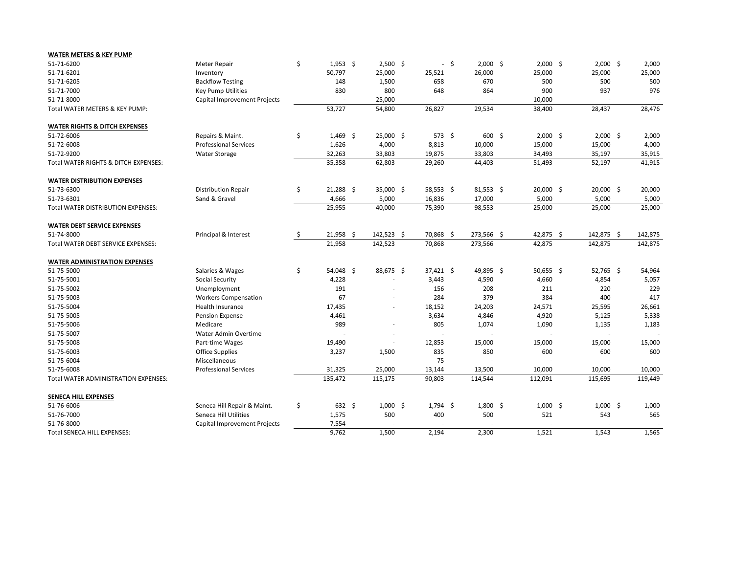| | | | | | | | | |
|---|---|---|---|---|---|---|---|---|
| **WATER METERS & KEY PUMP** | | | | | | | | |
| 51-71-6200 | Meter Repair | $ 1,953 | $ 2,500 | $ - | $ 2,000 | $ 2,000 | $ 2,000 | $ 2,000 |
| 51-71-6201 | Inventory | 50,797 | 25,000 | 25,521 | 26,000 | 25,000 | 25,000 | 25,000 |
| 51-71-6205 | Backflow Testing | 148 | 1,500 | 658 | 670 | 500 | 500 | 500 |
| 51-71-7000 | Key Pump Utilities | 830 | 800 | 648 | 864 | 900 | 937 | 976 |
| 51-71-8000 | Capital Improvement Projects | - | 25,000 | - | - | 10,000 | - | - |
| Total WATER METERS & KEY PUMP: | | 53,727 | 54,800 | 26,827 | 29,534 | 38,400 | 28,437 | 28,476 |
| **WATER RIGHTS & DITCH EXPENSES** | | | | | | | | |
| 51-72-6006 | Repairs & Maint. | $ 1,469 | $ 25,000 | $ 573 | $ 600 | $ 2,000 | $ 2,000 | $ 2,000 |
| 51-72-6008 | Professional Services | 1,626 | 4,000 | 8,813 | 10,000 | 15,000 | 15,000 | 4,000 |
| 51-72-9200 | Water Storage | 32,263 | 33,803 | 19,875 | 33,803 | 34,493 | 35,197 | 35,915 |
| Total WATER RIGHTS & DITCH EXPENSES: | | 35,358 | 62,803 | 29,260 | 44,403 | 51,493 | 52,197 | 41,915 |
| **WATER DISTRIBUTION EXPENSES** | | | | | | | | |
| 51-73-6300 | Distribution Repair | $ 21,288 | $ 35,000 | $ 58,553 | $ 81,553 | $ 20,000 | $ 20,000 | $ 20,000 |
| 51-73-6301 | Sand & Gravel | 4,666 | 5,000 | 16,836 | 17,000 | 5,000 | 5,000 | 5,000 |
| Total WATER DISTRIBUTION EXPENSES: | | 25,955 | 40,000 | 75,390 | 98,553 | 25,000 | 25,000 | 25,000 |
| **WATER DEBT SERVICE EXPENSES** | | | | | | | | |
| 51-74-8000 | Principal & Interest | $ 21,958 | $ 142,523 | $ 70,868 | $ 273,566 | $ 42,875 | $ 142,875 | $ 142,875 |
| Total WATER DEBT SERVICE EXPENSES: | | 21,958 | 142,523 | 70,868 | 273,566 | 42,875 | 142,875 | 142,875 |
| **WATER ADMINISTRATION EXPENSES** | | | | | | | | |
| 51-75-5000 | Salaries & Wages | $ 54,048 | $ 88,675 | $ 37,421 | $ 49,895 | $ 50,655 | $ 52,765 | $ 54,964 |
| 51-75-5001 | Social Security | 4,228 | - | 3,443 | 4,590 | 4,660 | 4,854 | 5,057 |
| 51-75-5002 | Unemployment | 191 | - | 156 | 208 | 211 | 220 | 229 |
| 51-75-5003 | Workers Compensation | 67 | - | 284 | 379 | 384 | 400 | 417 |
| 51-75-5004 | Health Insurance | 17,435 | - | 18,152 | 24,203 | 24,571 | 25,595 | 26,661 |
| 51-75-5005 | Pension Expense | 4,461 | - | 3,634 | 4,846 | 4,920 | 5,125 | 5,338 |
| 51-75-5006 | Medicare | 989 | - | 805 | 1,074 | 1,090 | 1,135 | 1,183 |
| 51-75-5007 | Water Admin Overtime | - | - | - | - | - | - | - |
| 51-75-5008 | Part-time Wages | 19,490 | - | 12,853 | 15,000 | 15,000 | 15,000 | 15,000 |
| 51-75-6003 | Office Supplies | 3,237 | 1,500 | 835 | 850 | 600 | 600 | 600 |
| 51-75-6004 | Miscellaneous | - | - | 75 | - | - | - | - |
| 51-75-6008 | Professional Services | 31,325 | 25,000 | 13,144 | 13,500 | 10,000 | 10,000 | 10,000 |
| Total WATER ADMINISTRATION EXPENSES: | | 135,472 | 115,175 | 90,803 | 114,544 | 112,091 | 115,695 | 119,449 |
| **SENECA HILL EXPENSES** | | | | | | | | |
| 51-76-6006 | Seneca Hill Repair & Maint. | $ 632 | $ 1,000 | $ 1,794 | $ 1,800 | $ 1,000 | $ 1,000 | $ 1,000 |
| 51-76-7000 | Seneca Hill Utilities | 1,575 | 500 | 400 | 500 | 521 | 543 | 565 |
| 51-76-8000 | Capital Improvement Projects | 7,554 | - | - | - | - | - | - |
| Total SENECA HILL EXPENSES: | | 9,762 | 1,500 | 2,194 | 2,300 | 1,521 | 1,543 | 1,565 |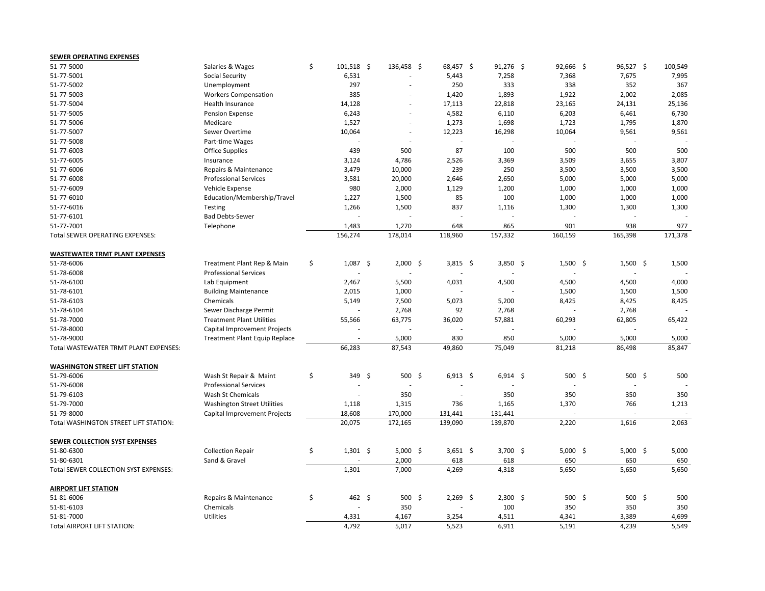**SEWER OPERATING EXPENSES**

| Account | Description | | | | | | | |
|---|---|---|---|---|---|---|---|---|
| 51-77-5000 | Salaries & Wages | $ 101,518 | $ 136,458 | $ 68,457 | $ 91,276 | $ 92,666 | $ 96,527 | $ 100,549 |
| 51-77-5001 | Social Security | 6,531 | - | 5,443 | 7,258 | 7,368 | 7,675 | 7,995 |
| 51-77-5002 | Unemployment | 297 | - | 250 | 333 | 338 | 352 | 367 |
| 51-77-5003 | Workers Compensation | 385 | - | 1,420 | 1,893 | 1,922 | 2,002 | 2,085 |
| 51-77-5004 | Health Insurance | 14,128 | - | 17,113 | 22,818 | 23,165 | 24,131 | 25,136 |
| 51-77-5005 | Pension Expense | 6,243 | - | 4,582 | 6,110 | 6,203 | 6,461 | 6,730 |
| 51-77-5006 | Medicare | 1,527 | - | 1,273 | 1,698 | 1,723 | 1,795 | 1,870 |
| 51-77-5007 | Sewer Overtime | 10,064 | - | 12,223 | 16,298 | 10,064 | 9,561 | 9,561 |
| 51-77-5008 | Part-time Wages | - | - | - | - | - | - | - |
| 51-77-6003 | Office Supplies | 439 | 500 | 87 | 100 | 500 | 500 | 500 |
| 51-77-6005 | Insurance | 3,124 | 4,786 | 2,526 | 3,369 | 3,509 | 3,655 | 3,807 |
| 51-77-6006 | Repairs & Maintenance | 3,479 | 10,000 | 239 | 250 | 3,500 | 3,500 | 3,500 |
| 51-77-6008 | Professional Services | 3,581 | 20,000 | 2,646 | 2,650 | 5,000 | 5,000 | 5,000 |
| 51-77-6009 | Vehicle Expense | 980 | 2,000 | 1,129 | 1,200 | 1,000 | 1,000 | 1,000 |
| 51-77-6010 | Education/Membership/Travel | 1,227 | 1,500 | 85 | 100 | 1,000 | 1,000 | 1,000 |
| 51-77-6016 | Testing | 1,266 | 1,500 | 837 | 1,116 | 1,300 | 1,300 | 1,300 |
| 51-77-6101 | Bad Debts-Sewer | - | - | - | - | - | - | - |
| 51-77-7001 | Telephone | 1,483 | 1,270 | 648 | 865 | 901 | 938 | 977 |
| Total SEWER OPERATING EXPENSES: | | 156,274 | 178,014 | 118,960 | 157,332 | 160,159 | 165,398 | 171,378 |

**WASTEWATER TRMT PLANT EXPENSES**

| Account | Description | | | | | | | |
|---|---|---|---|---|---|---|---|---|
| 51-78-6006 | Treatment Plant Rep & Main | $ 1,087 | $ 2,000 | $ 3,815 | $ 3,850 | $ 1,500 | $ 1,500 | $ 1,500 |
| 51-78-6008 | Professional Services | - | - | - | - | - | - | - |
| 51-78-6100 | Lab Equipment | 2,467 | 5,500 | 4,031 | 4,500 | 4,500 | 4,500 | 4,000 |
| 51-78-6101 | Building Maintenance | 2,015 | 1,000 | - | - | 1,500 | 1,500 | 1,500 |
| 51-78-6103 | Chemicals | 5,149 | 7,500 | 5,073 | 5,200 | 8,425 | 8,425 | 8,425 |
| 51-78-6104 | Sewer Discharge Permit | - | 2,768 | 92 | 2,768 | - | 2,768 | - |
| 51-78-7000 | Treatment Plant Utilities | 55,566 | 63,775 | 36,020 | 57,881 | 60,293 | 62,805 | 65,422 |
| 51-78-8000 | Capital Improvement Projects | - | - | - | - | - | - | - |
| 51-78-9000 | Treatment Plant Equip Replace | - | 5,000 | 830 | 850 | 5,000 | 5,000 | 5,000 |
| Total WASTEWATER TRMT PLANT EXPENSES: | | 66,283 | 87,543 | 49,860 | 75,049 | 81,218 | 86,498 | 85,847 |

**WASHINGTON STREET LIFT STATION**

| Account | Description | | | | | | | |
|---|---|---|---|---|---|---|---|---|
| 51-79-6006 | Wash St Repair & Maint | $ 349 | $ 500 | $ 6,913 | $ 6,914 | $ 500 | $ 500 | $ 500 |
| 51-79-6008 | Professional Services | - | - | - | - | - | - | - |
| 51-79-6103 | Wash St Chemicals | - | 350 | - | 350 | 350 | 350 | 350 |
| 51-79-7000 | Washington Street Utilities | 1,118 | 1,315 | 736 | 1,165 | 1,370 | 766 | 1,213 |
| 51-79-8000 | Capital Improvement Projects | 18,608 | 170,000 | 131,441 | 131,441 | - | - | - |
| Total WASHINGTON STREET LIFT STATION: | | 20,075 | 172,165 | 139,090 | 139,870 | 2,220 | 1,616 | 2,063 |

**SEWER COLLECTION SYST EXPENSES**

| Account | Description | | | | | | | |
|---|---|---|---|---|---|---|---|---|
| 51-80-6300 | Collection Repair | $ 1,301 | $ 5,000 | $ 3,651 | $ 3,700 | $ 5,000 | $ 5,000 | $ 5,000 |
| 51-80-6301 | Sand & Gravel | - | 2,000 | 618 | 618 | 650 | 650 | 650 |
| Total SEWER COLLECTION SYST EXPENSES: | | 1,301 | 7,000 | 4,269 | 4,318 | 5,650 | 5,650 | 5,650 |

**AIRPORT LIFT STATION**

| Account | Description | | | | | | | |
|---|---|---|---|---|---|---|---|---|
| 51-81-6006 | Repairs & Maintenance | $ 462 | $ 500 | $ 2,269 | $ 2,300 | $ 500 | $ 500 | $ 500 |
| 51-81-6103 | Chemicals | - | 350 | - | 100 | 350 | 350 | 350 |
| 51-81-7000 | Utilities | 4,331 | 4,167 | 3,254 | 4,511 | 4,341 | 3,389 | 4,699 |
| Total AIRPORT LIFT STATION: | | 4,792 | 5,017 | 5,523 | 6,911 | 5,191 | 4,239 | 5,549 |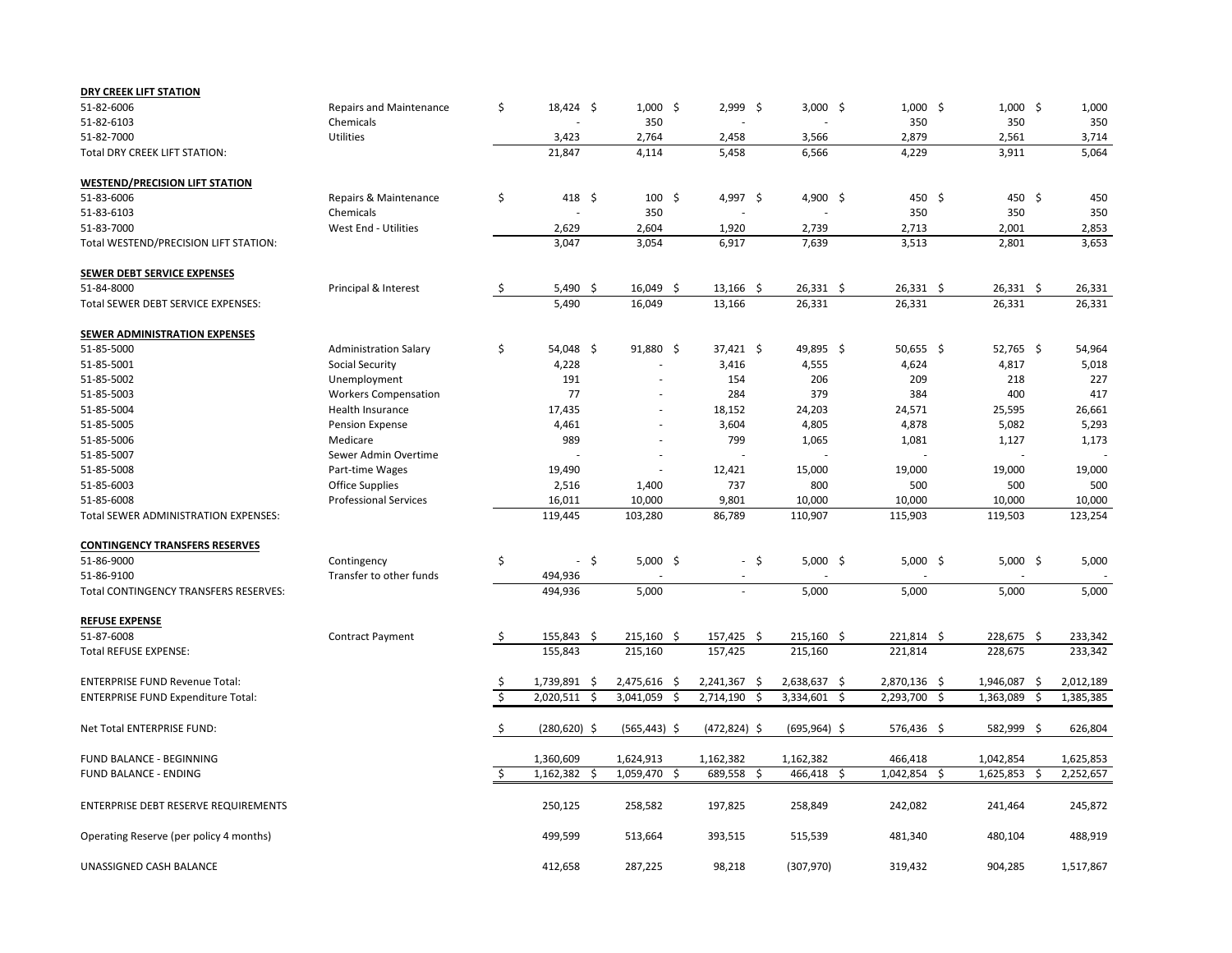| | | | | | | | | |
|---|---|---|---|---|---|---|---|---|
| **DRY CREEK LIFT STATION** | | | | | | | | |
| 51-82-6006 | Repairs and Maintenance | $ 18,424 | $ 1,000 | $ 2,999 | $ 3,000 | $ 1,000 | $ 1,000 | $ 1,000 |
| 51-82-6103 | Chemicals | - | 350 | - | - | 350 | 350 | 350 |
| 51-82-7000 | Utilities | 3,423 | 2,764 | 2,458 | 3,566 | 2,879 | 2,561 | 3,714 |
| Total DRY CREEK LIFT STATION: | | 21,847 | 4,114 | 5,458 | 6,566 | 4,229 | 3,911 | 5,064 |
| **WESTEND/PRECISION LIFT STATION** | | | | | | | | |
| 51-83-6006 | Repairs & Maintenance | $ 418 | $ 100 | $ 4,997 | $ 4,900 | $ 450 | $ 450 | $ 450 |
| 51-83-6103 | Chemicals | - | 350 | - | - | 350 | 350 | 350 |
| 51-83-7000 | West End - Utilities | 2,629 | 2,604 | 1,920 | 2,739 | 2,713 | 2,001 | 2,853 |
| Total WESTEND/PRECISION LIFT STATION: | | 3,047 | 3,054 | 6,917 | 7,639 | 3,513 | 2,801 | 3,653 |
| **SEWER DEBT SERVICE EXPENSES** | | | | | | | | |
| 51-84-8000 | Principal & Interest | $ 5,490 | $ 16,049 | $ 13,166 | $ 26,331 | $ 26,331 | $ 26,331 | $ 26,331 |
| Total SEWER DEBT SERVICE EXPENSES: | | 5,490 | 16,049 | 13,166 | 26,331 | 26,331 | 26,331 | 26,331 |
| **SEWER ADMINISTRATION EXPENSES** | | | | | | | | |
| 51-85-5000 | Administration Salary | $ 54,048 | $ 91,880 | $ 37,421 | $ 49,895 | $ 50,655 | $ 52,765 | $ 54,964 |
| 51-85-5001 | Social Security | 4,228 | - | 3,416 | 4,555 | 4,624 | 4,817 | 5,018 |
| 51-85-5002 | Unemployment | 191 | - | 154 | 206 | 209 | 218 | 227 |
| 51-85-5003 | Workers Compensation | 77 | - | 284 | 379 | 384 | 400 | 417 |
| 51-85-5004 | Health Insurance | 17,435 | - | 18,152 | 24,203 | 24,571 | 25,595 | 26,661 |
| 51-85-5005 | Pension Expense | 4,461 | - | 3,604 | 4,805 | 4,878 | 5,082 | 5,293 |
| 51-85-5006 | Medicare | 989 | - | 799 | 1,065 | 1,081 | 1,127 | 1,173 |
| 51-85-5007 | Sewer Admin Overtime | - | - | - | - | - | - | - |
| 51-85-5008 | Part-time Wages | 19,490 | - | 12,421 | 15,000 | 19,000 | 19,000 | 19,000 |
| 51-85-6003 | Office Supplies | 2,516 | 1,400 | 737 | 800 | 500 | 500 | 500 |
| 51-85-6008 | Professional Services | 16,011 | 10,000 | 9,801 | 10,000 | 10,000 | 10,000 | 10,000 |
| Total SEWER ADMINISTRATION EXPENSES: | | 119,445 | 103,280 | 86,789 | 110,907 | 115,903 | 119,503 | 123,254 |
| **CONTINGENCY TRANSFERS RESERVES** | | | | | | | | |
| 51-86-9000 | Contingency | $ - | $ 5,000 | $ - | $ 5,000 | $ 5,000 | $ 5,000 | $ 5,000 |
| 51-86-9100 | Transfer to other funds | 494,936 | - | - | - | - | - | - |
| Total CONTINGENCY TRANSFERS RESERVES: | | 494,936 | 5,000 | - | 5,000 | 5,000 | 5,000 | 5,000 |
| **REFUSE EXPENSE** | | | | | | | | |
| 51-87-6008 | Contract Payment | $ 155,843 | $ 215,160 | $ 157,425 | $ 215,160 | $ 221,814 | $ 228,675 | $ 233,342 |
| Total REFUSE EXPENSE: | | 155,843 | 215,160 | 157,425 | 215,160 | 221,814 | 228,675 | 233,342 |
| ENTERPRISE FUND Revenue Total: | | $ 1,739,891 | $ 2,475,616 | $ 2,241,367 | $ 2,638,637 | $ 2,870,136 | $ 1,946,087 | $ 2,012,189 |
| ENTERPRISE FUND Expenditure Total: | | $ 2,020,511 | $ 3,041,059 | $ 2,714,190 | $ 3,334,601 | $ 2,293,700 | $ 1,363,089 | $ 1,385,385 |
| Net Total ENTERPRISE FUND: | | $ (280,620) | $ (565,443) | $ (472,824) | $ (695,964) | $ 576,436 | $ 582,999 | $ 626,804 |
| FUND BALANCE - BEGINNING | | 1,360,609 | 1,624,913 | 1,162,382 | 1,162,382 | 466,418 | 1,042,854 | 1,625,853 |
| FUND BALANCE - ENDING | | $ 1,162,382 | $ 1,059,470 | $ 689,558 | $ 466,418 | $ 1,042,854 | $ 1,625,853 | $ 2,252,657 |
| ENTERPRISE DEBT RESERVE REQUIREMENTS | | 250,125 | 258,582 | 197,825 | 258,849 | 242,082 | 241,464 | 245,872 |
| Operating Reserve (per policy 4 months) | | 499,599 | 513,664 | 393,515 | 515,539 | 481,340 | 480,104 | 488,919 |
| UNASSIGNED CASH BALANCE | | 412,658 | 287,225 | 98,218 | (307,970) | 319,432 | 904,285 | 1,517,867 |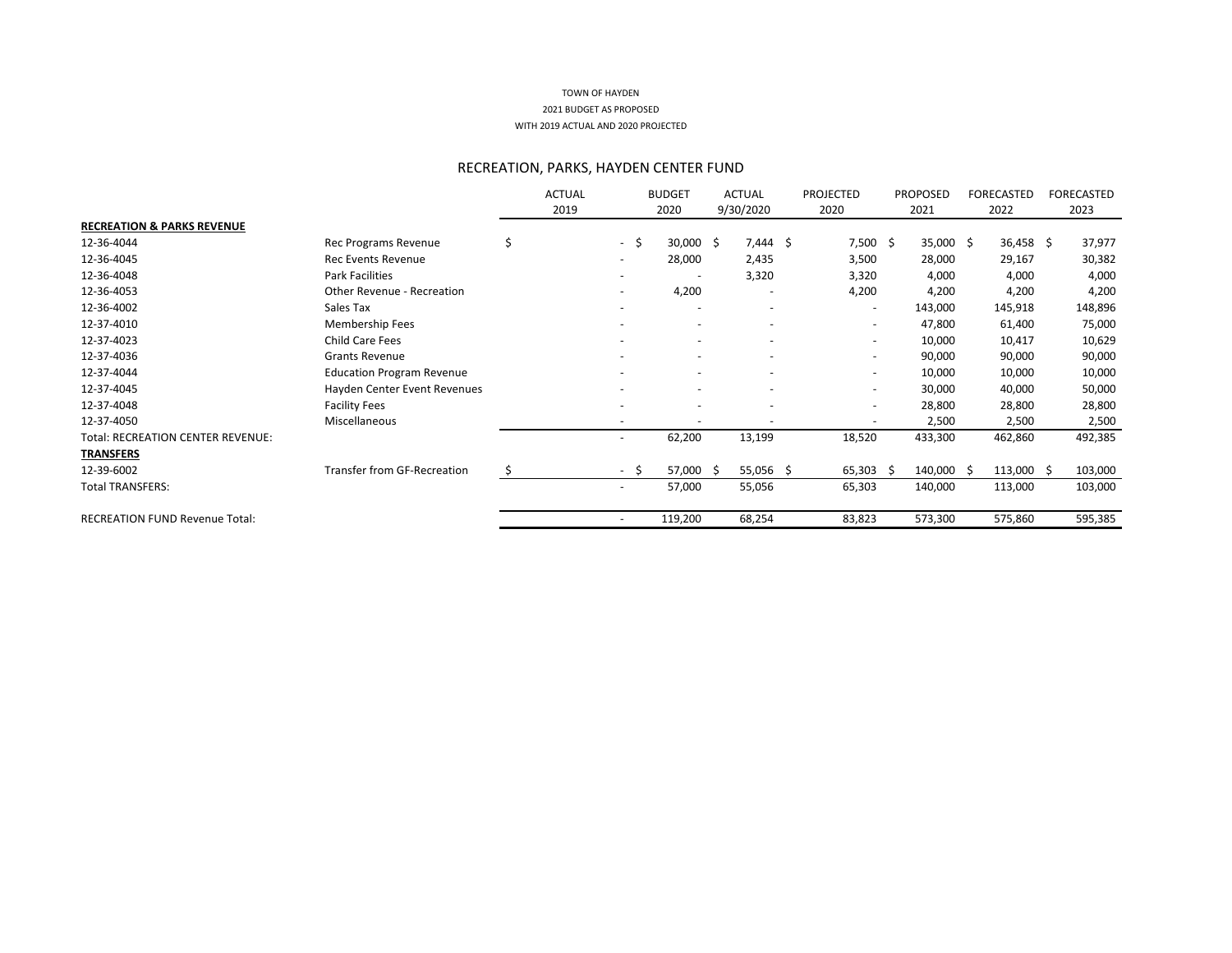TOWN OF HAYDEN

2021 BUDGET AS PROPOSED

WITH 2019 ACTUAL AND 2020 PROJECTED

## RECREATION, PARKS, HAYDEN CENTER FUND

| | | ACTUAL 2019 | BUDGET 2020 | ACTUAL 9/30/2020 | PROJECTED 2020 | PROPOSED 2021 | FORECASTED 2022 | FORECASTED 2023 |
|---|---|---|---|---|---|---|---|---|
| **RECREATION & PARKS REVENUE** | | | | | | | | |
| 12-36-4044 | Rec Programs Revenue | $ - | $ 30,000 | $ 7,444 | $ 7,500 | $ 35,000 | $ 36,458 | $ 37,977 |
| 12-36-4045 | Rec Events Revenue | - | 28,000 | 2,435 | 3,500 | 28,000 | 29,167 | 30,382 |
| 12-36-4048 | Park Facilities | - | - | 3,320 | 3,320 | 4,000 | 4,000 | 4,000 |
| 12-36-4053 | Other Revenue - Recreation | - | 4,200 | - | 4,200 | 4,200 | 4,200 | 4,200 |
| 12-36-4002 | Sales Tax | - | - | - | - | 143,000 | 145,918 | 148,896 |
| 12-37-4010 | Membership Fees | - | - | - | - | 47,800 | 61,400 | 75,000 |
| 12-37-4023 | Child Care Fees | - | - | - | - | 10,000 | 10,417 | 10,629 |
| 12-37-4036 | Grants Revenue | - | - | - | - | 90,000 | 90,000 | 90,000 |
| 12-37-4044 | Education Program Revenue | - | - | - | - | 10,000 | 10,000 | 10,000 |
| 12-37-4045 | Hayden Center Event Revenues | - | - | - | - | 30,000 | 40,000 | 50,000 |
| 12-37-4048 | Facility Fees | - | - | - | - | 28,800 | 28,800 | 28,800 |
| 12-37-4050 | Miscellaneous | - | - | - | - | 2,500 | 2,500 | 2,500 |
| Total: RECREATION CENTER REVENUE: | | - | 62,200 | 13,199 | 18,520 | 433,300 | 462,860 | 492,385 |
| **TRANSFERS** | | | | | | | | |
| 12-39-6002 | Transfer from GF-Recreation | $ - | $ 57,000 | $ 55,056 | $ 65,303 | $ 140,000 | $ 113,000 | $ 103,000 |
| Total TRANSFERS: | | - | 57,000 | 55,056 | 65,303 | 140,000 | 113,000 | 103,000 |
| RECREATION FUND Revenue Total: | | - | 119,200 | 68,254 | 83,823 | 573,300 | 575,860 | 595,385 |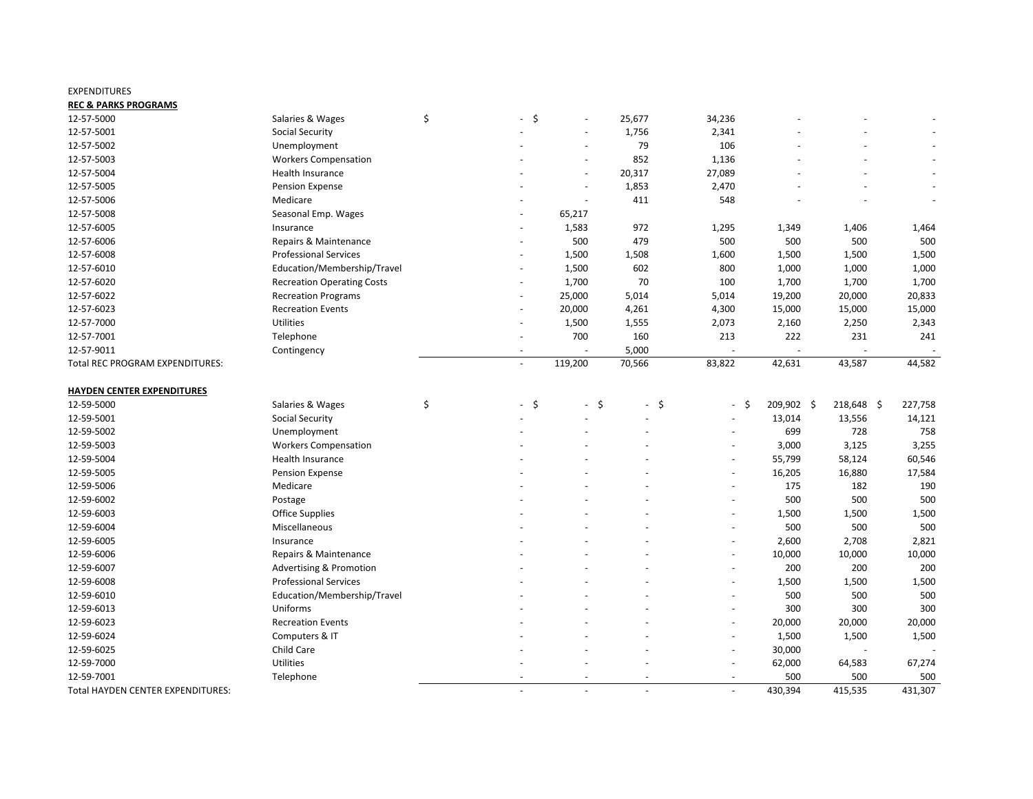EXPENDITURES

**REC & PARKS PROGRAMS**

| | | | | | | | | |
|---|---|---|---|---|---|---|---|---|
| 12-57-5000 | Salaries & Wages | $ - | $ - | 25,677 | 34,236 | - | - | - |
| 12-57-5001 | Social Security | - | - | 1,756 | 2,341 | - | - | - |
| 12-57-5002 | Unemployment | - | - | 79 | 106 | - | - | - |
| 12-57-5003 | Workers Compensation | - | - | 852 | 1,136 | - | - | - |
| 12-57-5004 | Health Insurance | - | - | 20,317 | 27,089 | - | - | - |
| 12-57-5005 | Pension Expense | - | - | 1,853 | 2,470 | - | - | - |
| 12-57-5006 | Medicare | - | - | 411 | 548 | - | - | - |
| 12-57-5008 | Seasonal Emp. Wages | - | 65,217 | | | | | |
| 12-57-6005 | Insurance | - | 1,583 | 972 | 1,295 | 1,349 | 1,406 | 1,464 |
| 12-57-6006 | Repairs & Maintenance | - | 500 | 479 | 500 | 500 | 500 | 500 |
| 12-57-6008 | Professional Services | - | 1,500 | 1,508 | 1,600 | 1,500 | 1,500 | 1,500 |
| 12-57-6010 | Education/Membership/Travel | - | 1,500 | 602 | 800 | 1,000 | 1,000 | 1,000 |
| 12-57-6020 | Recreation Operating Costs | - | 1,700 | 70 | 100 | 1,700 | 1,700 | 1,700 |
| 12-57-6022 | Recreation Programs | - | 25,000 | 5,014 | 5,014 | 19,200 | 20,000 | 20,833 |
| 12-57-6023 | Recreation Events | - | 20,000 | 4,261 | 4,300 | 15,000 | 15,000 | 15,000 |
| 12-57-7000 | Utilities | - | 1,500 | 1,555 | 2,073 | 2,160 | 2,250 | 2,343 |
| 12-57-7001 | Telephone | - | 700 | 160 | 213 | 222 | 231 | 241 |
| 12-57-9011 | Contingency | - | - | 5,000 | - | - | - | - |
| Total REC PROGRAM EXPENDITURES: | | - | 119,200 | 70,566 | 83,822 | 42,631 | 43,587 | 44,582 |

**HAYDEN CENTER EXPENDITURES**

| | | | | | | | | |
|---|---|---|---|---|---|---|---|---|
| 12-59-5000 | Salaries & Wages | $ - | $ - | $ - | $ - | $ 209,902 | $ 218,648 | $ 227,758 |
| 12-59-5001 | Social Security | - | - | - | - | 13,014 | 13,556 | 14,121 |
| 12-59-5002 | Unemployment | - | - | - | - | 699 | 728 | 758 |
| 12-59-5003 | Workers Compensation | - | - | - | - | 3,000 | 3,125 | 3,255 |
| 12-59-5004 | Health Insurance | - | - | - | - | 55,799 | 58,124 | 60,546 |
| 12-59-5005 | Pension Expense | - | - | - | - | 16,205 | 16,880 | 17,584 |
| 12-59-5006 | Medicare | - | - | - | - | 175 | 182 | 190 |
| 12-59-6002 | Postage | - | - | - | - | 500 | 500 | 500 |
| 12-59-6003 | Office Supplies | - | - | - | - | 1,500 | 1,500 | 1,500 |
| 12-59-6004 | Miscellaneous | - | - | - | - | 500 | 500 | 500 |
| 12-59-6005 | Insurance | - | - | - | - | 2,600 | 2,708 | 2,821 |
| 12-59-6006 | Repairs & Maintenance | - | - | - | - | 10,000 | 10,000 | 10,000 |
| 12-59-6007 | Advertising & Promotion | - | - | - | - | 200 | 200 | 200 |
| 12-59-6008 | Professional Services | - | - | - | - | 1,500 | 1,500 | 1,500 |
| 12-59-6010 | Education/Membership/Travel | - | - | - | - | 500 | 500 | 500 |
| 12-59-6013 | Uniforms | - | - | - | - | 300 | 300 | 300 |
| 12-59-6023 | Recreation Events | - | - | - | - | 20,000 | 20,000 | 20,000 |
| 12-59-6024 | Computers & IT | - | - | - | - | 1,500 | 1,500 | 1,500 |
| 12-59-6025 | Child Care | - | - | - | - | 30,000 | - | - |
| 12-59-7000 | Utilities | - | - | - | - | 62,000 | 64,583 | 67,274 |
| 12-59-7001 | Telephone | - | - | - | - | 500 | 500 | 500 |
| Total HAYDEN CENTER EXPENDITURES: | | - | - | - | - | 430,394 | 415,535 | 431,307 |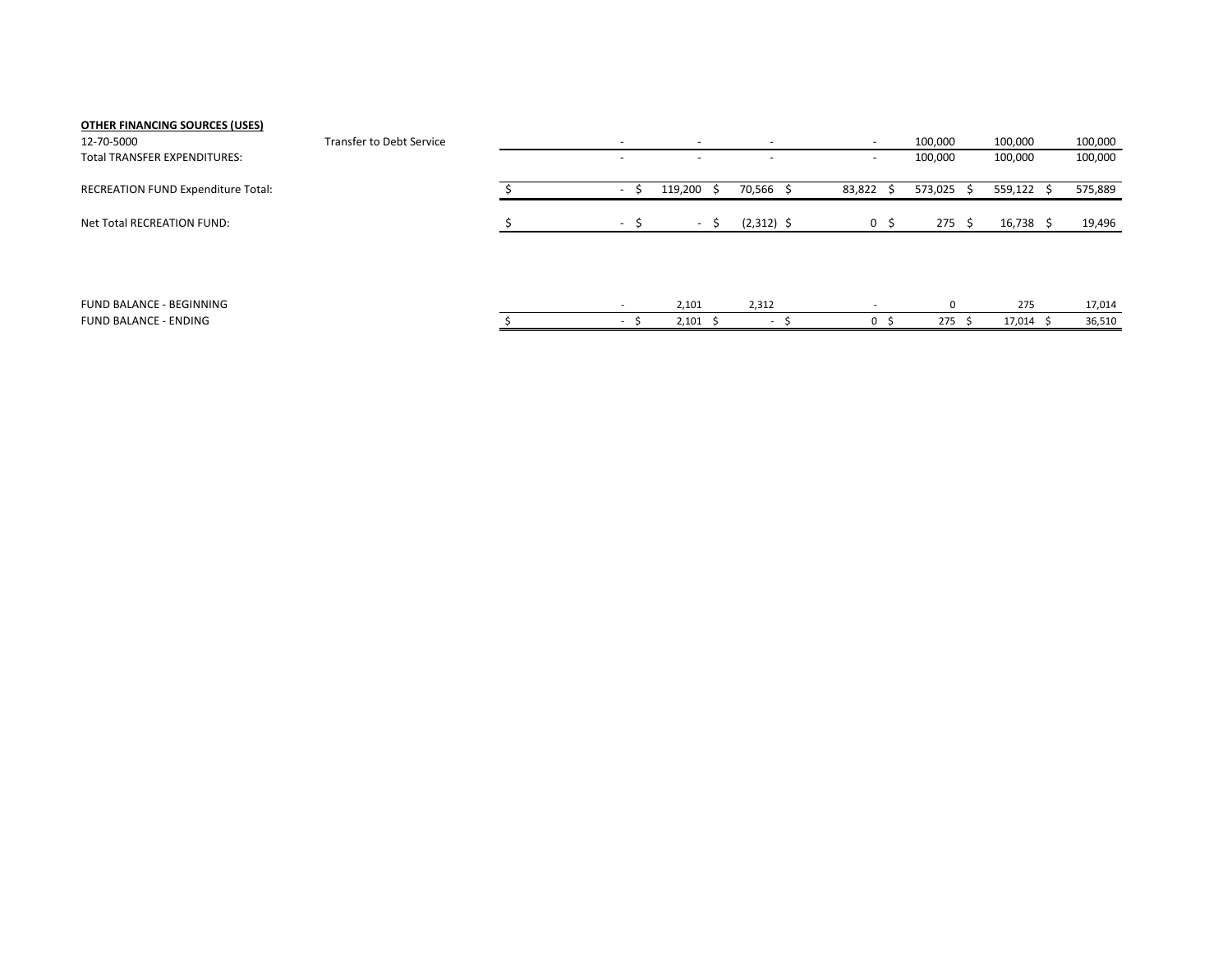| | | | | | | | | |
|---|---|---|---|---|---|---|---|---|
| **OTHER FINANCING SOURCES (USES)** | | | | | | | | |
| 12-70-5000 | Transfer to Debt Service | - | - | - | - | 100,000 | 100,000 | 100,000 |
| Total TRANSFER EXPENDITURES: | | - | - | - | - | 100,000 | 100,000 | 100,000 |
| RECREATION FUND Expenditure Total: | | $ - | $ 119,200 | $ 70,566 | $ 83,822 | $ 573,025 | $ 559,122 | $ 575,889 |
| Net Total RECREATION FUND: | | $ - | $ - | $ (2,312) | $ 0 | $ 275 | $ 16,738 | $ 19,496 |
| | | | | | | | | |
| FUND BALANCE - BEGINNING | | - | 2,101 | 2,312 | - | 0 | 275 | 17,014 |
| FUND BALANCE - ENDING | | $ - | $ 2,101 | $ - | $ 0 | $ 275 | $ 17,014 | $ 36,510 |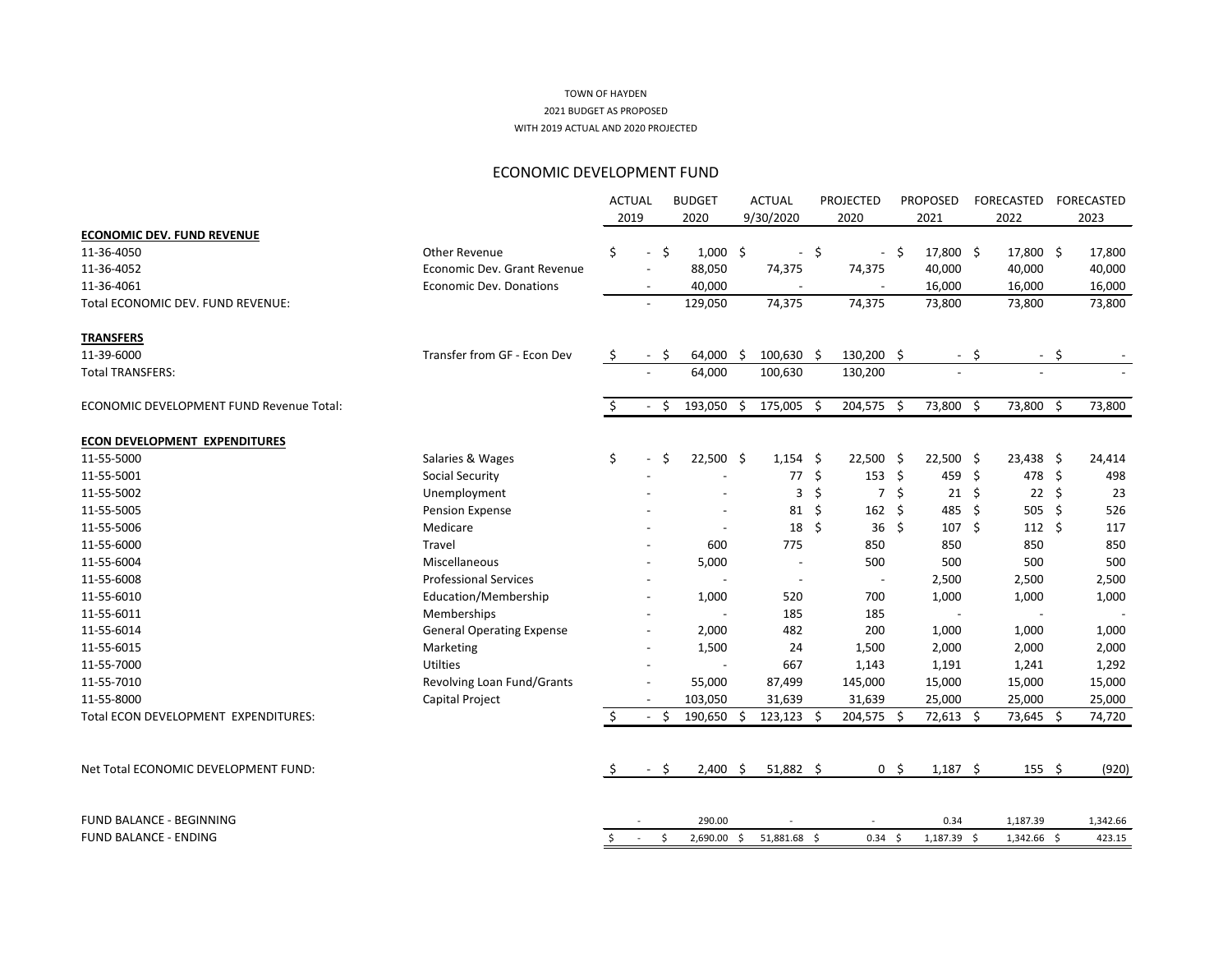TOWN OF HAYDEN
2021 BUDGET AS PROPOSED
WITH 2019 ACTUAL AND 2020 PROJECTED

## ECONOMIC DEVELOPMENT FUND

| | | ACTUAL 2019 | BUDGET 2020 | ACTUAL 9/30/2020 | PROJECTED 2020 | PROPOSED 2021 | FORECASTED 2022 | FORECASTED 2023 |
|---|---|---|---|---|---|---|---|---|
| **ECONOMIC DEV. FUND REVENUE** | | | | | | | | |
| 11-36-4050 | Other Revenue | $ - | $ 1,000 | $ - | $ - | $ 17,800 | $ 17,800 | $ 17,800 |
| 11-36-4052 | Economic Dev. Grant Revenue | - | 88,050 | 74,375 | 74,375 | 40,000 | 40,000 | 40,000 |
| 11-36-4061 | Economic Dev. Donations | - | 40,000 | - | - | 16,000 | 16,000 | 16,000 |
| Total ECONOMIC DEV. FUND REVENUE: | | - | 129,050 | 74,375 | 74,375 | 73,800 | 73,800 | 73,800 |
| **TRANSFERS** | | | | | | | | |
| 11-39-6000 | Transfer from GF - Econ Dev | $ - | $ 64,000 | $ 100,630 | $ 130,200 | $ - | $ - | $ - |
| Total TRANSFERS: | | - | 64,000 | 100,630 | 130,200 | - | - | - |
| ECONOMIC DEVELOPMENT FUND Revenue Total: | | $ - | $ 193,050 | $ 175,005 | $ 204,575 | $ 73,800 | $ 73,800 | $ 73,800 |
| **ECON DEVELOPMENT EXPENDITURES** | | | | | | | | |
| 11-55-5000 | Salaries & Wages | $ - | $ 22,500 | $ 1,154 | $ 22,500 | $ 22,500 | $ 23,438 | $ 24,414 |
| 11-55-5001 | Social Security | - | - | 77 | $ 153 | $ 459 | $ 478 | $ 498 |
| 11-55-5002 | Unemployment | - | - | 3 | $ 7 | $ 21 | $ 22 | $ 23 |
| 11-55-5005 | Pension Expense | - | - | 81 | $ 162 | $ 485 | $ 505 | $ 526 |
| 11-55-5006 | Medicare | - | - | 18 | $ 36 | $ 107 | $ 112 | $ 117 |
| 11-55-6000 | Travel | - | 600 | 775 | 850 | 850 | 850 | 850 |
| 11-55-6004 | Miscellaneous | - | 5,000 | - | 500 | 500 | 500 | 500 |
| 11-55-6008 | Professional Services | - | - | - | - | 2,500 | 2,500 | 2,500 |
| 11-55-6010 | Education/Membership | - | 1,000 | 520 | 700 | 1,000 | 1,000 | 1,000 |
| 11-55-6011 | Memberships | - | - | 185 | 185 | - | - | - |
| 11-55-6014 | General Operating Expense | - | 2,000 | 482 | 200 | 1,000 | 1,000 | 1,000 |
| 11-55-6015 | Marketing | - | 1,500 | 24 | 1,500 | 2,000 | 2,000 | 2,000 |
| 11-55-7000 | Utilties | - | - | 667 | 1,143 | 1,191 | 1,241 | 1,292 |
| 11-55-7010 | Revolving Loan Fund/Grants | - | 55,000 | 87,499 | 145,000 | 15,000 | 15,000 | 15,000 |
| 11-55-8000 | Capital Project | - | 103,050 | 31,639 | 31,639 | 25,000 | 25,000 | 25,000 |
| Total ECON DEVELOPMENT EXPENDITURES: | | $ - | $ 190,650 | $ 123,123 | $ 204,575 | $ 72,613 | $ 73,645 | $ 74,720 |
| Net Total ECONOMIC DEVELOPMENT FUND: | | $ - | $ 2,400 | $ 51,882 | $ 0 | $ 1,187 | $ 155 | $ (920) |
| FUND BALANCE - BEGINNING | | - | 290.00 | - | - | 0.34 | 1,187.39 | 1,342.66 |
| FUND BALANCE - ENDING | | $ - | $ 2,690.00 | $ 51,881.68 | $ 0.34 | $ 1,187.39 | $ 1,342.66 | $ 423.15 |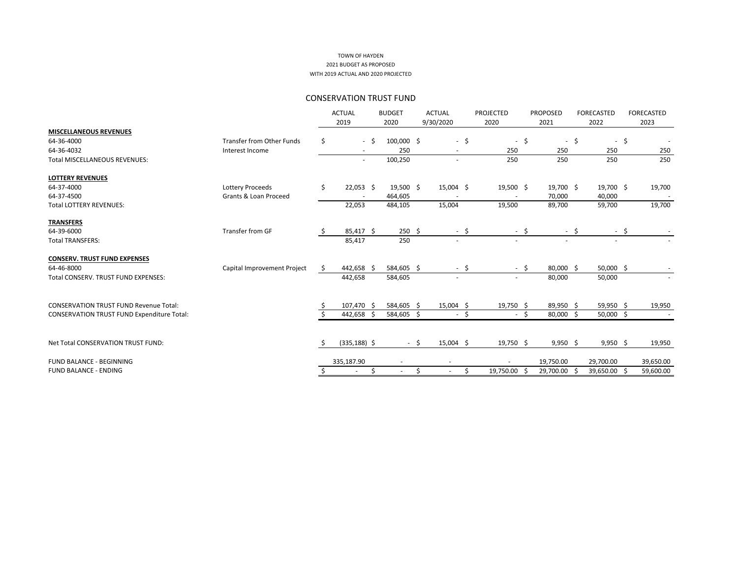TOWN OF HAYDEN
2021 BUDGET AS PROPOSED
WITH 2019 ACTUAL AND 2020 PROJECTED

## CONSERVATION TRUST FUND

| | | ACTUAL 2019 | BUDGET 2020 | ACTUAL 9/30/2020 | PROJECTED 2020 | PROPOSED 2021 | FORECASTED 2022 | FORECASTED 2023 |
|---|---|---|---|---|---|---|---|---|
| **MISCELLANEOUS REVENUES** | | | | | | | | |
| 64-36-4000 | Transfer from Other Funds | $ - | $ 100,000 | $ - | $ - | $ - | $ - | $ - |
| 64-36-4032 | Interest Income | - | 250 | - | 250 | 250 | 250 | 250 |
| Total MISCELLANEOUS REVENUES: | | - | 100,250 | - | 250 | 250 | 250 | 250 |
| **LOTTERY REVENUES** | | | | | | | | |
| 64-37-4000 | Lottery Proceeds | $ 22,053 | $ 19,500 | $ 15,004 | $ 19,500 | $ 19,700 | $ 19,700 | $ 19,700 |
| 64-37-4500 | Grants & Loan Proceed | - | 464,605 | - | - | 70,000 | 40,000 | - |
| Total LOTTERY REVENUES: | | 22,053 | 484,105 | 15,004 | 19,500 | 89,700 | 59,700 | 19,700 |
| **TRANSFERS** | | | | | | | | |
| 64-39-6000 | Transfer from GF | $ 85,417 | $ 250 | $ - | $ - | $ - | $ - | $ - |
| Total TRANSFERS: | | 85,417 | 250 | - | - | - | - | - |
| **CONSERV. TRUST FUND EXPENSES** | | | | | | | | |
| 64-46-8000 | Capital Improvement Project | $ 442,658 | $ 584,605 | $ - | $ - | $ 80,000 | $ 50,000 | $ - |
| Total CONSERV. TRUST FUND EXPENSES: | | 442,658 | 584,605 | - | - | 80,000 | 50,000 | - |
| CONSERVATION TRUST FUND Revenue Total: | | $ 107,470 | $ 584,605 | $ 15,004 | $ 19,750 | $ 89,950 | $ 59,950 | $ 19,950 |
| CONSERVATION TRUST FUND Expenditure Total: | | $ 442,658 | $ 584,605 | $ - | $ - | $ 80,000 | $ 50,000 | $ - |
| Net Total CONSERVATION TRUST FUND: | | $ (335,188) | $ - | $ 15,004 | $ 19,750 | $ 9,950 | $ 9,950 | $ 19,950 |
| FUND BALANCE - BEGINNING | | 335,187.90 | - | - | - | 19,750.00 | 29,700.00 | 39,650.00 |
| FUND BALANCE - ENDING | | $ - | $ - | $ - | $ 19,750.00 | $ 29,700.00 | $ 39,650.00 | $ 59,600.00 |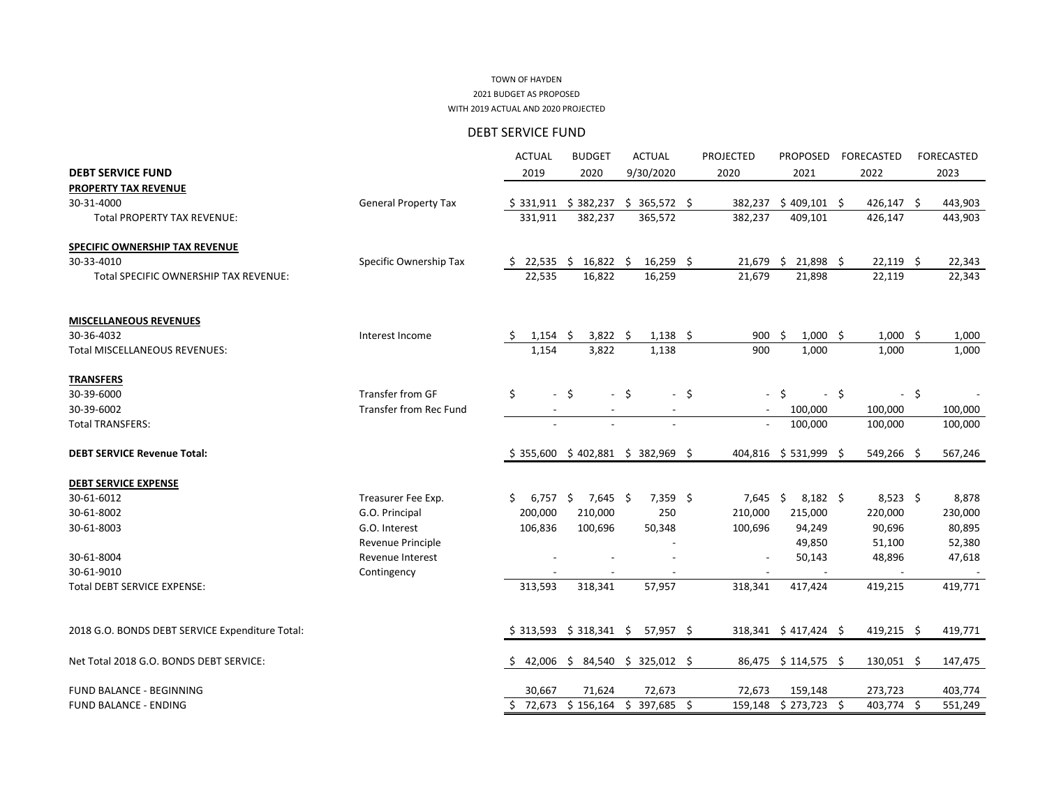TOWN OF HAYDEN

2021 BUDGET AS PROPOSED

WITH 2019 ACTUAL AND 2020 PROJECTED

## DEBT SERVICE FUND

| DEBT SERVICE FUND | | ACTUAL 2019 | BUDGET 2020 | ACTUAL 9/30/2020 | PROJECTED 2020 | PROPOSED 2021 | FORECASTED 2022 | FORECASTED 2023 |
|---|---|---|---|---|---|---|---|---|
| **PROPERTY TAX REVENUE** | | | | | | | | |
| 30-31-4000 | General Property Tax | $ 331,911 | $ 382,237 | $ 365,572 | $ 382,237 | $ 409,101 | $ 426,147 | $ 443,903 |
| Total PROPERTY TAX REVENUE: | | 331,911 | 382,237 | 365,572 | 382,237 | 409,101 | 426,147 | 443,903 |
| **SPECIFIC OWNERSHIP TAX REVENUE** | | | | | | | | |
| 30-33-4010 | Specific Ownership Tax | $ 22,535 | $ 16,822 | $ 16,259 | $ 21,679 | $ 21,898 | $ 22,119 | $ 22,343 |
| Total SPECIFIC OWNERSHIP TAX REVENUE: | | 22,535 | 16,822 | 16,259 | 21,679 | 21,898 | 22,119 | 22,343 |
| **MISCELLANEOUS REVENUES** | | | | | | | | |
| 30-36-4032 | Interest Income | $ 1,154 | $ 3,822 | $ 1,138 | $ 900 | $ 1,000 | $ 1,000 | $ 1,000 |
| Total MISCELLANEOUS REVENUES: | | 1,154 | 3,822 | 1,138 | 900 | 1,000 | 1,000 | 1,000 |
| **TRANSFERS** | | | | | | | | |
| 30-39-6000 | Transfer from GF | $ - | $ - | $ - | $ - | $ - | $ - | $ - |
| 30-39-6002 | Transfer from Rec Fund | - | - | - | - | 100,000 | 100,000 | 100,000 |
| Total TRANSFERS: | | - | - | - | - | 100,000 | 100,000 | 100,000 |
| **DEBT SERVICE Revenue Total:** | | $ 355,600 | $ 402,881 | $ 382,969 | $ 404,816 | $ 531,999 | $ 549,266 | $ 567,246 |
| **DEBT SERVICE EXPENSE** | | | | | | | | |
| 30-61-6012 | Treasurer Fee Exp. | $ 6,757 | $ 7,645 | $ 7,359 | $ 7,645 | $ 8,182 | $ 8,523 | $ 8,878 |
| 30-61-8002 | G.O. Principal | 200,000 | 210,000 | 250 | 210,000 | 215,000 | 220,000 | 230,000 |
| 30-61-8003 | G.O. Interest | 106,836 | 100,696 | 50,348 | 100,696 | 94,249 | 90,696 | 80,895 |
| | Revenue Principle | | | - | | 49,850 | 51,100 | 52,380 |
| 30-61-8004 | Revenue Interest | - | - | - | - | 50,143 | 48,896 | 47,618 |
| 30-61-9010 | Contingency | - | - | - | - | - | - | - |
| Total DEBT SERVICE EXPENSE: | | 313,593 | 318,341 | 57,957 | 318,341 | 417,424 | 419,215 | 419,771 |
| 2018 G.O. BONDS DEBT SERVICE Expenditure Total: | | $ 313,593 | $ 318,341 | $ 57,957 | $ 318,341 | $ 417,424 | $ 419,215 | $ 419,771 |
| Net Total 2018 G.O. BONDS DEBT SERVICE: | | $ 42,006 | $ 84,540 | $ 325,012 | $ 86,475 | $ 114,575 | $ 130,051 | $ 147,475 |
| FUND BALANCE - BEGINNING | | 30,667 | 71,624 | 72,673 | 72,673 | 159,148 | 273,723 | 403,774 |
| FUND BALANCE - ENDING | | $ 72,673 | $ 156,164 | $ 397,685 | $ 159,148 | $ 273,723 | $ 403,774 | $ 551,249 |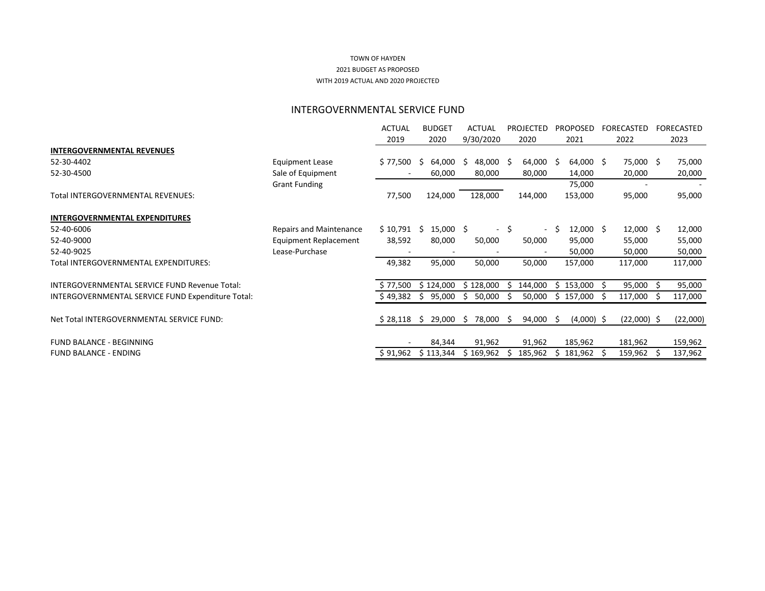TOWN OF HAYDEN

2021 BUDGET AS PROPOSED

WITH 2019 ACTUAL AND 2020 PROJECTED

## INTERGOVERNMENTAL SERVICE FUND

| | | ACTUAL 2019 | BUDGET 2020 | ACTUAL 9/30/2020 | PROJECTED 2020 | PROPOSED 2021 | FORECASTED 2022 | FORECASTED 2023 |
|---|---|---|---|---|---|---|---|---|
| **INTERGOVERNMENTAL REVENUES** | | | | | | | | |
| 52-30-4402 | Equipment Lease | $ 77,500 | $ 64,000 | $ 48,000 | $ 64,000 | $ 64,000 | $ 75,000 | $ 75,000 |
| 52-30-4500 | Sale of Equipment | - | 60,000 | 80,000 | 80,000 | 14,000 | 20,000 | 20,000 |
| | Grant Funding | | | | | 75,000 | - | - |
| Total INTERGOVERNMENTAL REVENUES: | | 77,500 | 124,000 | 128,000 | 144,000 | 153,000 | 95,000 | 95,000 |
| **INTERGOVERNMENTAL EXPENDITURES** | | | | | | | | |
| 52-40-6006 | Repairs and Maintenance | $ 10,791 | $ 15,000 | $ - | $ - | $ 12,000 | $ 12,000 | $ 12,000 |
| 52-40-9000 | Equipment Replacement | 38,592 | 80,000 | 50,000 | 50,000 | 95,000 | 55,000 | 55,000 |
| 52-40-9025 | Lease-Purchase | - | - | - | - | 50,000 | 50,000 | 50,000 |
| Total INTERGOVERNMENTAL EXPENDITURES: | | 49,382 | 95,000 | 50,000 | 50,000 | 157,000 | 117,000 | 117,000 |
| INTERGOVERNMENTAL SERVICE FUND Revenue Total: | | $ 77,500 | $ 124,000 | $ 128,000 | $ 144,000 | $ 153,000 | $ 95,000 | $ 95,000 |
| INTERGOVERNMENTAL SERVICE FUND Expenditure Total: | | $ 49,382 | $ 95,000 | $ 50,000 | $ 50,000 | $ 157,000 | $ 117,000 | $ 117,000 |
| Net Total INTERGOVERNMENTAL SERVICE FUND: | | $ 28,118 | $ 29,000 | $ 78,000 | $ 94,000 | $ (4,000) | $ (22,000) | $ (22,000) |
| FUND BALANCE - BEGINNING | | - | 84,344 | 91,962 | 91,962 | 185,962 | 181,962 | 159,962 |
| FUND BALANCE - ENDING | | $ 91,962 | $ 113,344 | $ 169,962 | $ 185,962 | $ 181,962 | $ 159,962 | $ 137,962 |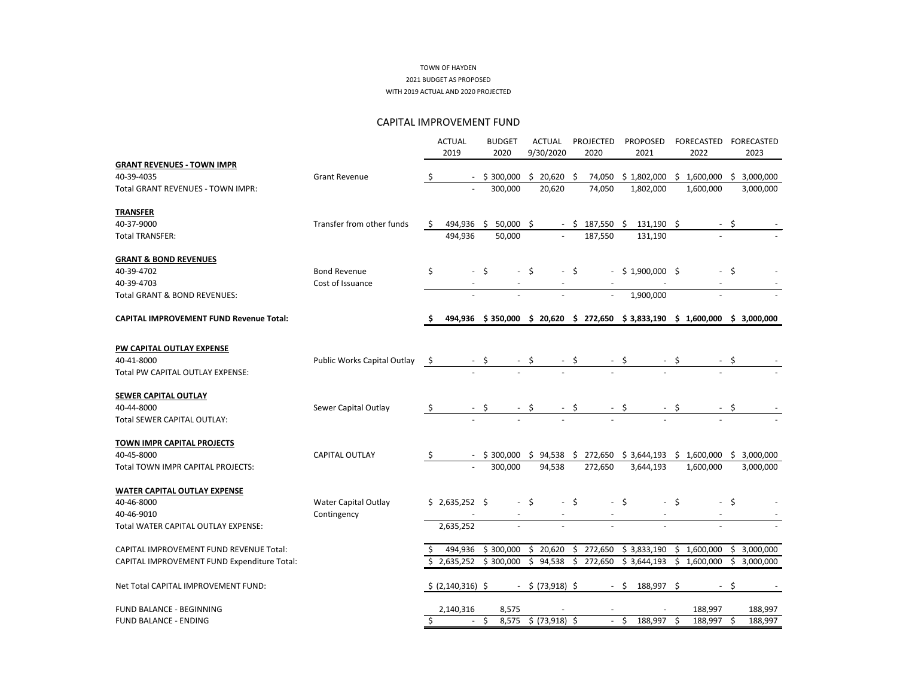TOWN OF HAYDEN

2021 BUDGET AS PROPOSED

WITH 2019 ACTUAL AND 2020 PROJECTED

## CAPITAL IMPROVEMENT FUND

| | | ACTUAL 2019 | BUDGET 2020 | ACTUAL 9/30/2020 | PROJECTED 2020 | PROPOSED 2021 | FORECASTED 2022 | FORECASTED 2023 |
|---|---|---|---|---|---|---|---|---|
| **GRANT REVENUES - TOWN IMPR** | | | | | | | | |
| 40-39-4035 | Grant Revenue | $ - | $ 300,000 | $ 20,620 | $ 74,050 | $ 1,802,000 | $ 1,600,000 | $ 3,000,000 |
| Total GRANT REVENUES - TOWN IMPR: | | - | 300,000 | 20,620 | 74,050 | 1,802,000 | 1,600,000 | 3,000,000 |
| **TRANSFER** | | | | | | | | |
| 40-37-9000 | Transfer from other funds | $ 494,936 | $ 50,000 | $ - | $ 187,550 | $ 131,190 | $ - | $ - |
| Total TRANSFER: | | 494,936 | 50,000 | - | 187,550 | 131,190 | - | - |
| **GRANT & BOND REVENUES** | | | | | | | | |
| 40-39-4702 | Bond Revenue | $ - | $ - | $ - | $ - | $ 1,900,000 | $ - | $ - |
| 40-39-4703 | Cost of Issuance | - | - | - | - | - | - | - |
| Total GRANT & BOND REVENUES: | | - | - | - | - | 1,900,000 | - | - |
| **CAPITAL IMPROVEMENT FUND Revenue Total:** | | **$ 494,936** | **$ 350,000** | **$ 20,620** | **$ 272,650** | **$ 3,833,190** | **$ 1,600,000** | **$ 3,000,000** |
| **PW CAPITAL OUTLAY EXPENSE** | | | | | | | | |
| 40-41-8000 | Public Works Capital Outlay | $ - | $ - | $ - | $ - | $ - | $ - | $ - |
| Total PW CAPITAL OUTLAY EXPENSE: | | - | - | - | - | - | - | - |
| **SEWER CAPITAL OUTLAY** | | | | | | | | |
| 40-44-8000 | Sewer Capital Outlay | $ - | $ - | $ - | $ - | $ - | $ - | $ - |
| Total SEWER CAPITAL OUTLAY: | | - | - | - | - | - | - | - |
| **TOWN IMPR CAPITAL PROJECTS** | | | | | | | | |
| 40-45-8000 | CAPITAL OUTLAY | $ - | $ 300,000 | $ 94,538 | $ 272,650 | $ 3,644,193 | $ 1,600,000 | $ 3,000,000 |
| Total TOWN IMPR CAPITAL PROJECTS: | | - | 300,000 | 94,538 | 272,650 | 3,644,193 | 1,600,000 | 3,000,000 |
| **WATER CAPITAL OUTLAY EXPENSE** | | | | | | | | |
| 40-46-8000 | Water Capital Outlay | $ 2,635,252 | $ - | $ - | $ - | $ - | $ - | $ - |
| 40-46-9010 | Contingency | - | - | - | - | - | - | - |
| Total WATER CAPITAL OUTLAY EXPENSE: | | 2,635,252 | - | - | - | - | - | - |
| CAPITAL IMPROVEMENT FUND REVENUE Total: | | $ 494,936 | $ 300,000 | $ 20,620 | $ 272,650 | $ 3,833,190 | $ 1,600,000 | $ 3,000,000 |
| CAPITAL IMPROVEMENT FUND Expenditure Total: | | $ 2,635,252 | $ 300,000 | $ 94,538 | $ 272,650 | $ 3,644,193 | $ 1,600,000 | $ 3,000,000 |
| Net Total CAPITAL IMPROVEMENT FUND: | | $ (2,140,316) | $ - | $ (73,918) | $ - | $ 188,997 | $ - | $ - |
| FUND BALANCE - BEGINNING | | 2,140,316 | 8,575 | - | - | - | 188,997 | 188,997 |
| FUND BALANCE - ENDING | | $ - | $ 8,575 | $ (73,918) | $ - | $ 188,997 | $ 188,997 | $ 188,997 |